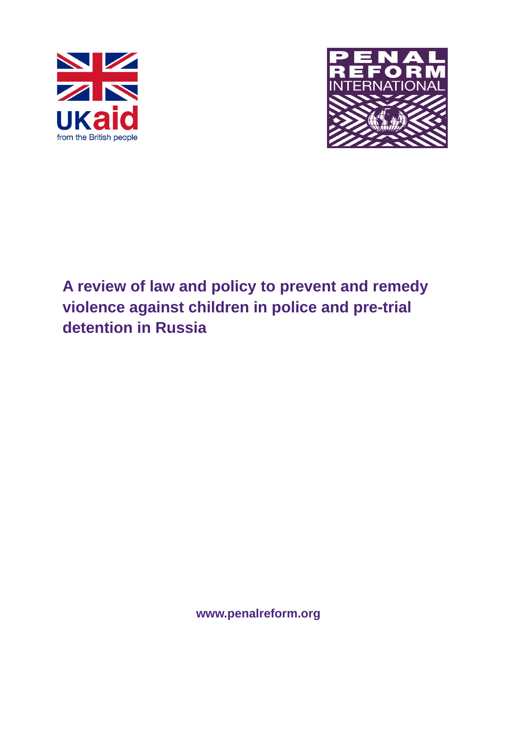UKaid
from the British people

PENAL REFORM INTERNATIONAL

# A review of law and policy to prevent and remedy violence against children in police and pre-trial detention in Russia

www.penalreform.org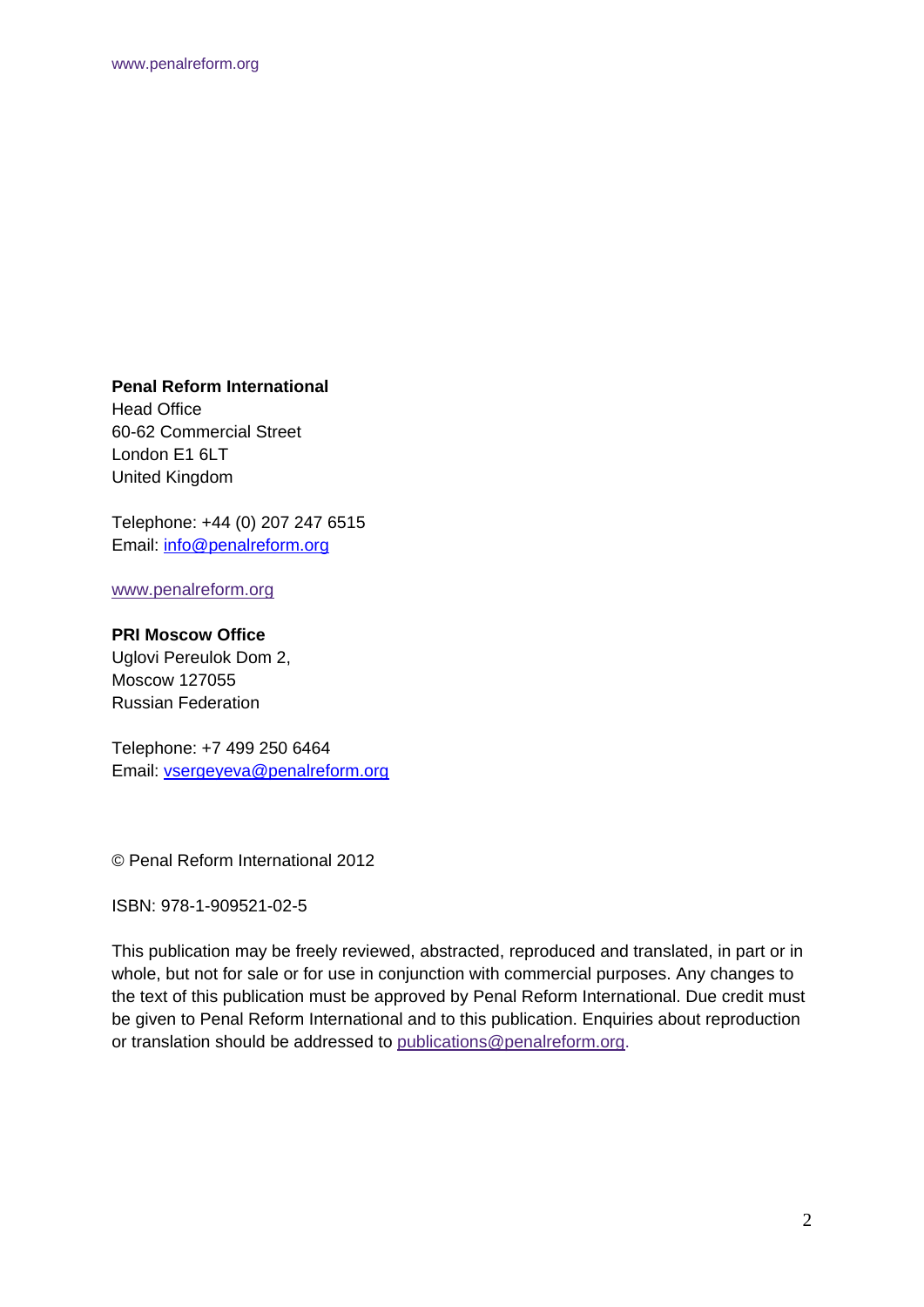**Penal Reform International**
Head Office
60-62 Commercial Street
London E1 6LT
United Kingdom

Telephone: +44 (0) 207 247 6515
Email: info@penalreform.org

www.penalreform.org

**PRI Moscow Office**
Uglovi Pereulok Dom 2,
Moscow 127055
Russian Federation

Telephone: +7 499 250 6464
Email: vsergeyeva@penalreform.org

© Penal Reform International 2012

ISBN: 978-1-909521-02-5

This publication may be freely reviewed, abstracted, reproduced and translated, in part or in whole, but not for sale or for use in conjunction with commercial purposes. Any changes to the text of this publication must be approved by Penal Reform International. Due credit must be given to Penal Reform International and to this publication. Enquiries about reproduction or translation should be addressed to publications@penalreform.org.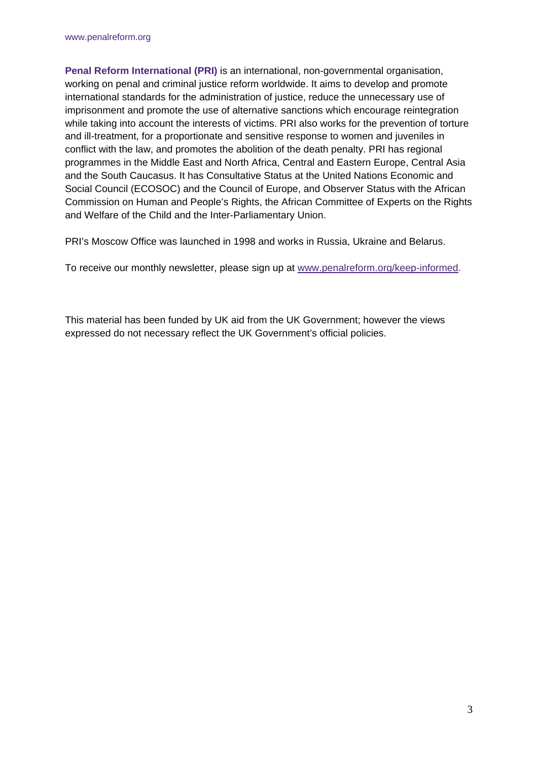**Penal Reform International (PRI)** is an international, non-governmental organisation, working on penal and criminal justice reform worldwide. It aims to develop and promote international standards for the administration of justice, reduce the unnecessary use of imprisonment and promote the use of alternative sanctions which encourage reintegration while taking into account the interests of victims. PRI also works for the prevention of torture and ill-treatment, for a proportionate and sensitive response to women and juveniles in conflict with the law, and promotes the abolition of the death penalty. PRI has regional programmes in the Middle East and North Africa, Central and Eastern Europe, Central Asia and the South Caucasus. It has Consultative Status at the United Nations Economic and Social Council (ECOSOC) and the Council of Europe, and Observer Status with the African Commission on Human and People's Rights, the African Committee of Experts on the Rights and Welfare of the Child and the Inter-Parliamentary Union.

PRI's Moscow Office was launched in 1998 and works in Russia, Ukraine and Belarus.

To receive our monthly newsletter, please sign up at www.penalreform.org/keep-informed.

This material has been funded by UK aid from the UK Government; however the views expressed do not necessary reflect the UK Government's official policies.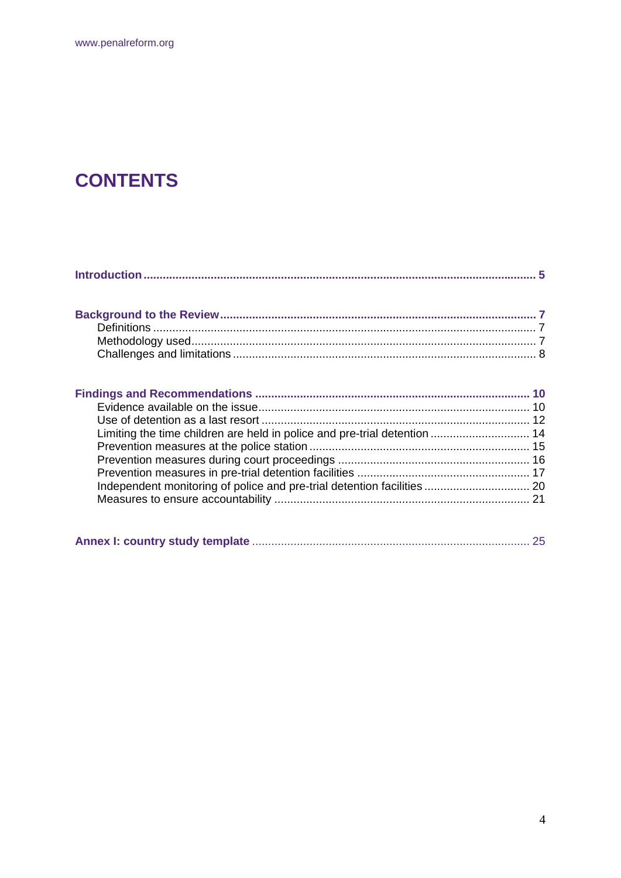# CONTENTS

**Introduction** .......... **5**

**Background to the Review** .......... **7**
- Definitions .......... 7
- Methodology used .......... 7
- Challenges and limitations .......... 8

**Findings and Recommendations** .......... **10**
- Evidence available on the issue .......... 10
- Use of detention as a last resort .......... 12
- Limiting the time children are held in police and pre-trial detention .......... 14
- Prevention measures at the police station .......... 15
- Prevention measures during court proceedings .......... 16
- Prevention measures in pre-trial detention facilities .......... 17
- Independent monitoring of police and pre-trial detention facilities .......... 20
- Measures to ensure accountability .......... 21

**Annex I: country study template** .......... 25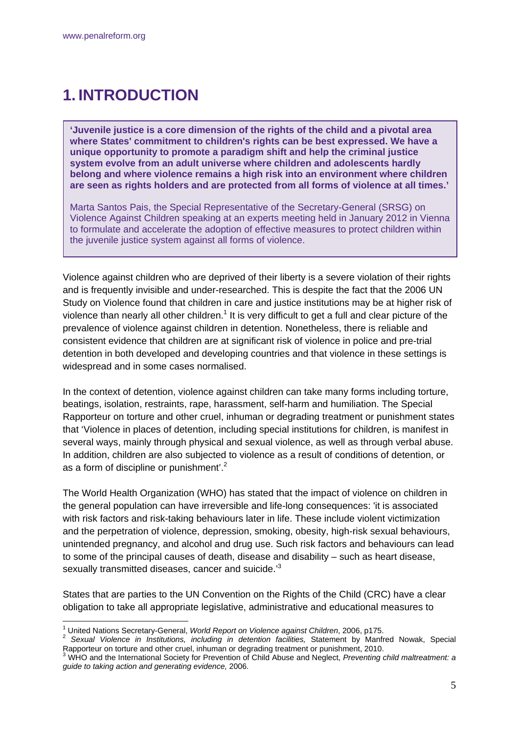# 1. INTRODUCTION

> **'Juvenile justice is a core dimension of the rights of the child and a pivotal area where States' commitment to children's rights can be best expressed. We have a unique opportunity to promote a paradigm shift and help the criminal justice system evolve from an adult universe where children and adolescents hardly belong and where violence remains a high risk into an environment where children are seen as rights holders and are protected from all forms of violence at all times.'**
>
> Marta Santos Pais, the Special Representative of the Secretary-General (SRSG) on Violence Against Children speaking at an experts meeting held in January 2012 in Vienna to formulate and accelerate the adoption of effective measures to protect children within the juvenile justice system against all forms of violence.

Violence against children who are deprived of their liberty is a severe violation of their rights and is frequently invisible and under-researched. This is despite the fact that the 2006 UN Study on Violence found that children in care and justice institutions may be at higher risk of violence than nearly all other children.[1] It is very difficult to get a full and clear picture of the prevalence of violence against children in detention. Nonetheless, there is reliable and consistent evidence that children are at significant risk of violence in police and pre-trial detention in both developed and developing countries and that violence in these settings is widespread and in some cases normalised.

In the context of detention, violence against children can take many forms including torture, beatings, isolation, restraints, rape, harassment, self-harm and humiliation. The Special Rapporteur on torture and other cruel, inhuman or degrading treatment or punishment states that 'Violence in places of detention, including special institutions for children, is manifest in several ways, mainly through physical and sexual violence, as well as through verbal abuse. In addition, children are also subjected to violence as a result of conditions of detention, or as a form of discipline or punishment'.[2]

The World Health Organization (WHO) has stated that the impact of violence on children in the general population can have irreversible and life-long consequences: 'it is associated with risk factors and risk-taking behaviours later in life. These include violent victimization and the perpetration of violence, depression, smoking, obesity, high-risk sexual behaviours, unintended pregnancy, and alcohol and drug use. Such risk factors and behaviours can lead to some of the principal causes of death, disease and disability – such as heart disease, sexually transmitted diseases, cancer and suicide.'[3]

States that are parties to the UN Convention on the Rights of the Child (CRC) have a clear obligation to take all appropriate legislative, administrative and educational measures to

---

[1] United Nations Secretary-General, *World Report on Violence against Children*, 2006, p175.

[2] *Sexual Violence in Institutions, including in detention facilities,* Statement by Manfred Nowak, Special Rapporteur on torture and other cruel, inhuman or degrading treatment or punishment, 2010.

[3] WHO and the International Society for Prevention of Child Abuse and Neglect, *Preventing child maltreatment: a guide to taking action and generating evidence,* 2006.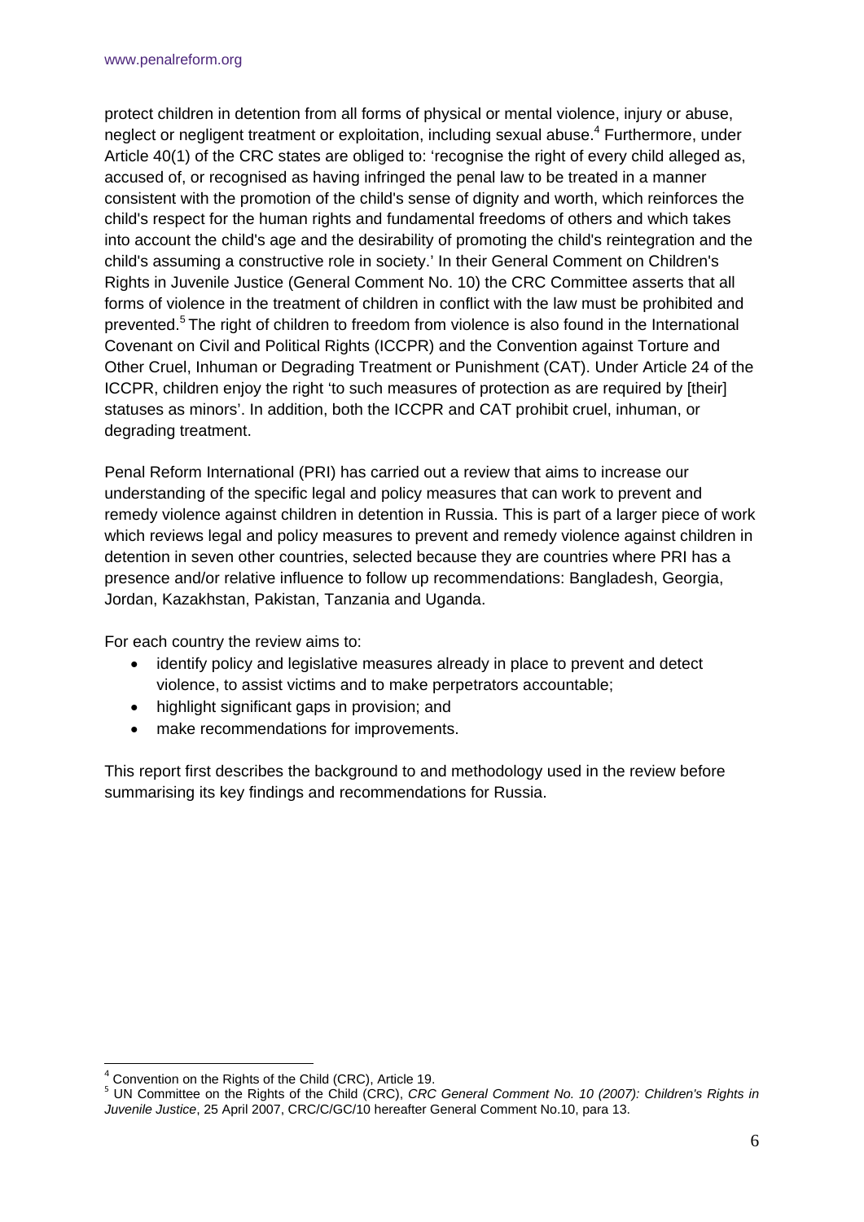protect children in detention from all forms of physical or mental violence, injury or abuse, neglect or negligent treatment or exploitation, including sexual abuse.[4] Furthermore, under Article 40(1) of the CRC states are obliged to: 'recognise the right of every child alleged as, accused of, or recognised as having infringed the penal law to be treated in a manner consistent with the promotion of the child's sense of dignity and worth, which reinforces the child's respect for the human rights and fundamental freedoms of others and which takes into account the child's age and the desirability of promoting the child's reintegration and the child's assuming a constructive role in society.' In their General Comment on Children's Rights in Juvenile Justice (General Comment No. 10) the CRC Committee asserts that all forms of violence in the treatment of children in conflict with the law must be prohibited and prevented.[5] The right of children to freedom from violence is also found in the International Covenant on Civil and Political Rights (ICCPR) and the Convention against Torture and Other Cruel, Inhuman or Degrading Treatment or Punishment (CAT). Under Article 24 of the ICCPR, children enjoy the right 'to such measures of protection as are required by [their] statuses as minors'. In addition, both the ICCPR and CAT prohibit cruel, inhuman, or degrading treatment.

Penal Reform International (PRI) has carried out a review that aims to increase our understanding of the specific legal and policy measures that can work to prevent and remedy violence against children in detention in Russia. This is part of a larger piece of work which reviews legal and policy measures to prevent and remedy violence against children in detention in seven other countries, selected because they are countries where PRI has a presence and/or relative influence to follow up recommendations: Bangladesh, Georgia, Jordan, Kazakhstan, Pakistan, Tanzania and Uganda.

For each country the review aims to:

- identify policy and legislative measures already in place to prevent and detect violence, to assist victims and to make perpetrators accountable;
- highlight significant gaps in provision; and
- make recommendations for improvements.

This report first describes the background to and methodology used in the review before summarising its key findings and recommendations for Russia.

---

[4] Convention on the Rights of the Child (CRC), Article 19.

[5] UN Committee on the Rights of the Child (CRC), *CRC General Comment No. 10 (2007): Children's Rights in Juvenile Justice*, 25 April 2007, CRC/C/GC/10 hereafter General Comment No.10, para 13.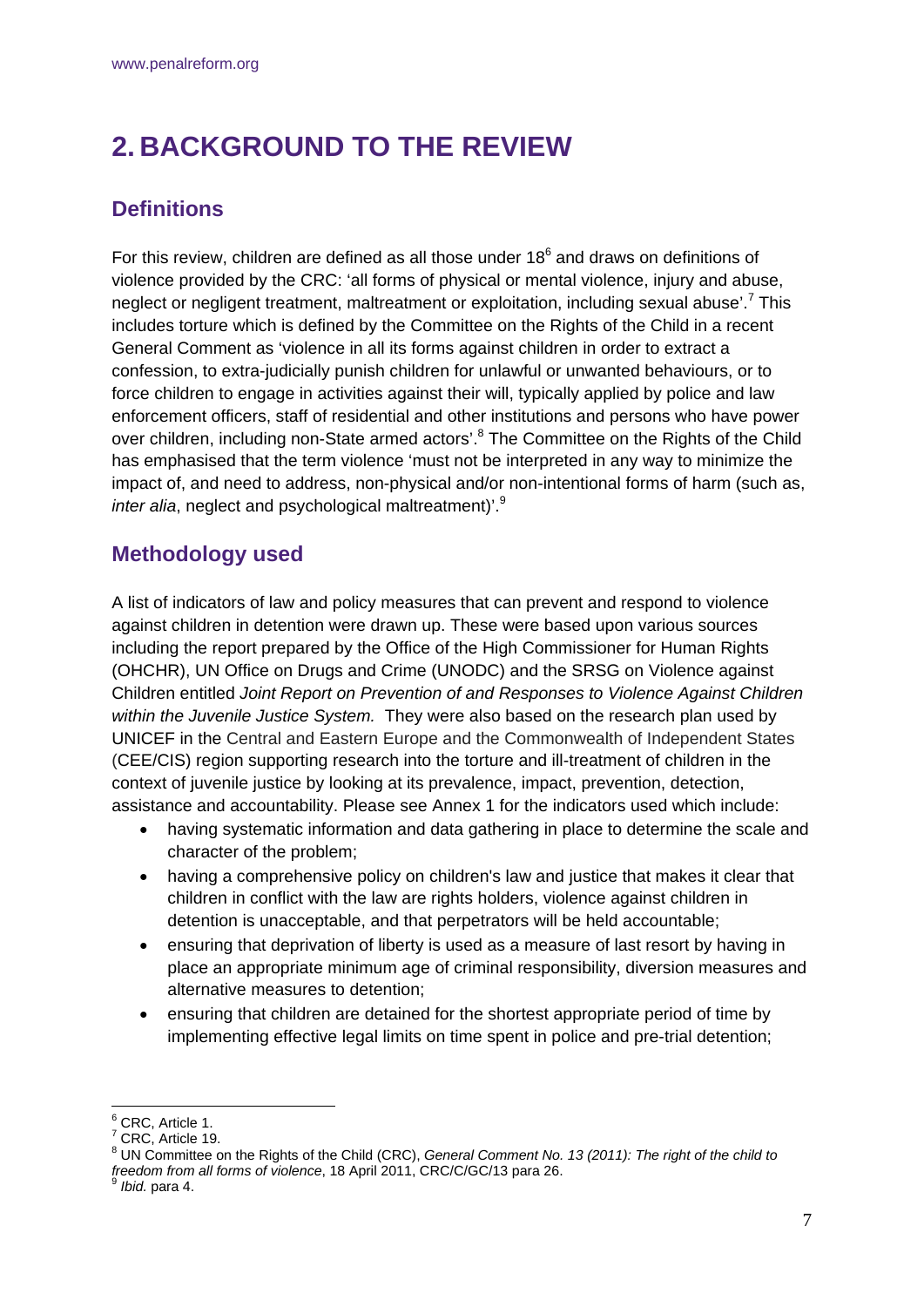# 2. BACKGROUND TO THE REVIEW

## Definitions

For this review, children are defined as all those under 18[6] and draws on definitions of violence provided by the CRC: 'all forms of physical or mental violence, injury and abuse, neglect or negligent treatment, maltreatment or exploitation, including sexual abuse'.[7] This includes torture which is defined by the Committee on the Rights of the Child in a recent General Comment as 'violence in all its forms against children in order to extract a confession, to extra-judicially punish children for unlawful or unwanted behaviours, or to force children to engage in activities against their will, typically applied by police and law enforcement officers, staff of residential and other institutions and persons who have power over children, including non-State armed actors'.[8] The Committee on the Rights of the Child has emphasised that the term violence 'must not be interpreted in any way to minimize the impact of, and need to address, non-physical and/or non-intentional forms of harm (such as, *inter alia*, neglect and psychological maltreatment)'.[9]

## Methodology used

A list of indicators of law and policy measures that can prevent and respond to violence against children in detention were drawn up. These were based upon various sources including the report prepared by the Office of the High Commissioner for Human Rights (OHCHR), UN Office on Drugs and Crime (UNODC) and the SRSG on Violence against Children entitled *Joint Report on Prevention of and Responses to Violence Against Children within the Juvenile Justice System.* They were also based on the research plan used by UNICEF in the Central and Eastern Europe and the Commonwealth of Independent States (CEE/CIS) region supporting research into the torture and ill-treatment of children in the context of juvenile justice by looking at its prevalence, impact, prevention, detection, assistance and accountability. Please see Annex 1 for the indicators used which include:

- having systematic information and data gathering in place to determine the scale and character of the problem;
- having a comprehensive policy on children's law and justice that makes it clear that children in conflict with the law are rights holders, violence against children in detention is unacceptable, and that perpetrators will be held accountable;
- ensuring that deprivation of liberty is used as a measure of last resort by having in place an appropriate minimum age of criminal responsibility, diversion measures and alternative measures to detention;
- ensuring that children are detained for the shortest appropriate period of time by implementing effective legal limits on time spent in police and pre-trial detention;

---

[6] CRC, Article 1.

[7] CRC, Article 19.

[8] UN Committee on the Rights of the Child (CRC), *General Comment No. 13 (2011): The right of the child to freedom from all forms of violence*, 18 April 2011, CRC/C/GC/13 para 26.

[9] *Ibid.* para 4.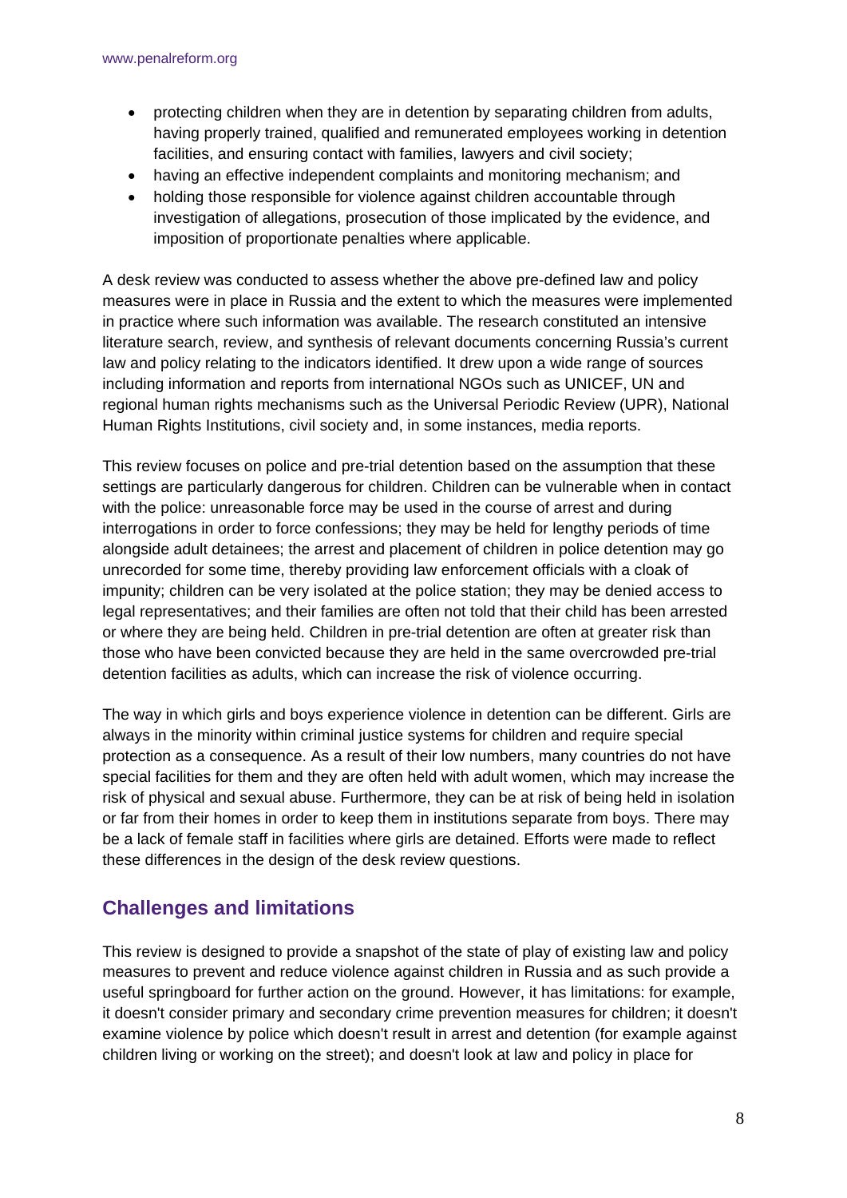- protecting children when they are in detention by separating children from adults, having properly trained, qualified and remunerated employees working in detention facilities, and ensuring contact with families, lawyers and civil society;
- having an effective independent complaints and monitoring mechanism; and
- holding those responsible for violence against children accountable through investigation of allegations, prosecution of those implicated by the evidence, and imposition of proportionate penalties where applicable.

A desk review was conducted to assess whether the above pre-defined law and policy measures were in place in Russia and the extent to which the measures were implemented in practice where such information was available. The research constituted an intensive literature search, review, and synthesis of relevant documents concerning Russia's current law and policy relating to the indicators identified. It drew upon a wide range of sources including information and reports from international NGOs such as UNICEF, UN and regional human rights mechanisms such as the Universal Periodic Review (UPR), National Human Rights Institutions, civil society and, in some instances, media reports.

This review focuses on police and pre-trial detention based on the assumption that these settings are particularly dangerous for children. Children can be vulnerable when in contact with the police: unreasonable force may be used in the course of arrest and during interrogations in order to force confessions; they may be held for lengthy periods of time alongside adult detainees; the arrest and placement of children in police detention may go unrecorded for some time, thereby providing law enforcement officials with a cloak of impunity; children can be very isolated at the police station; they may be denied access to legal representatives; and their families are often not told that their child has been arrested or where they are being held. Children in pre-trial detention are often at greater risk than those who have been convicted because they are held in the same overcrowded pre-trial detention facilities as adults, which can increase the risk of violence occurring.

The way in which girls and boys experience violence in detention can be different. Girls are always in the minority within criminal justice systems for children and require special protection as a consequence. As a result of their low numbers, many countries do not have special facilities for them and they are often held with adult women, which may increase the risk of physical and sexual abuse. Furthermore, they can be at risk of being held in isolation or far from their homes in order to keep them in institutions separate from boys. There may be a lack of female staff in facilities where girls are detained. Efforts were made to reflect these differences in the design of the desk review questions.

## Challenges and limitations

This review is designed to provide a snapshot of the state of play of existing law and policy measures to prevent and reduce violence against children in Russia and as such provide a useful springboard for further action on the ground. However, it has limitations: for example, it doesn't consider primary and secondary crime prevention measures for children; it doesn't examine violence by police which doesn't result in arrest and detention (for example against children living or working on the street); and doesn't look at law and policy in place for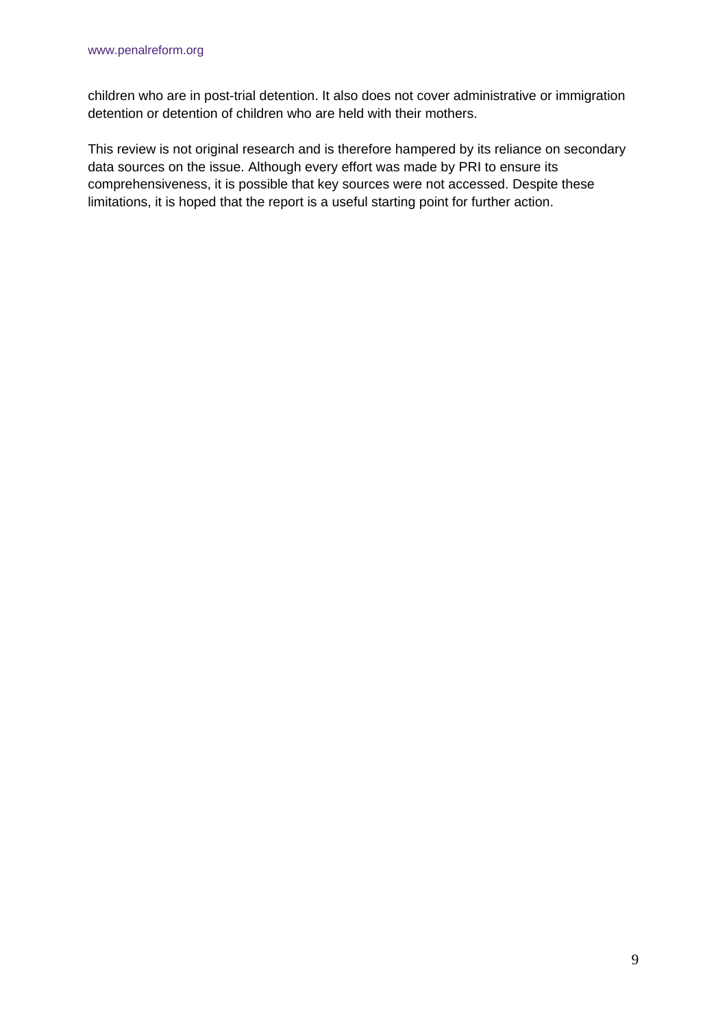children who are in post-trial detention. It also does not cover administrative or immigration detention or detention of children who are held with their mothers.

This review is not original research and is therefore hampered by its reliance on secondary data sources on the issue. Although every effort was made by PRI to ensure its comprehensiveness, it is possible that key sources were not accessed. Despite these limitations, it is hoped that the report is a useful starting point for further action.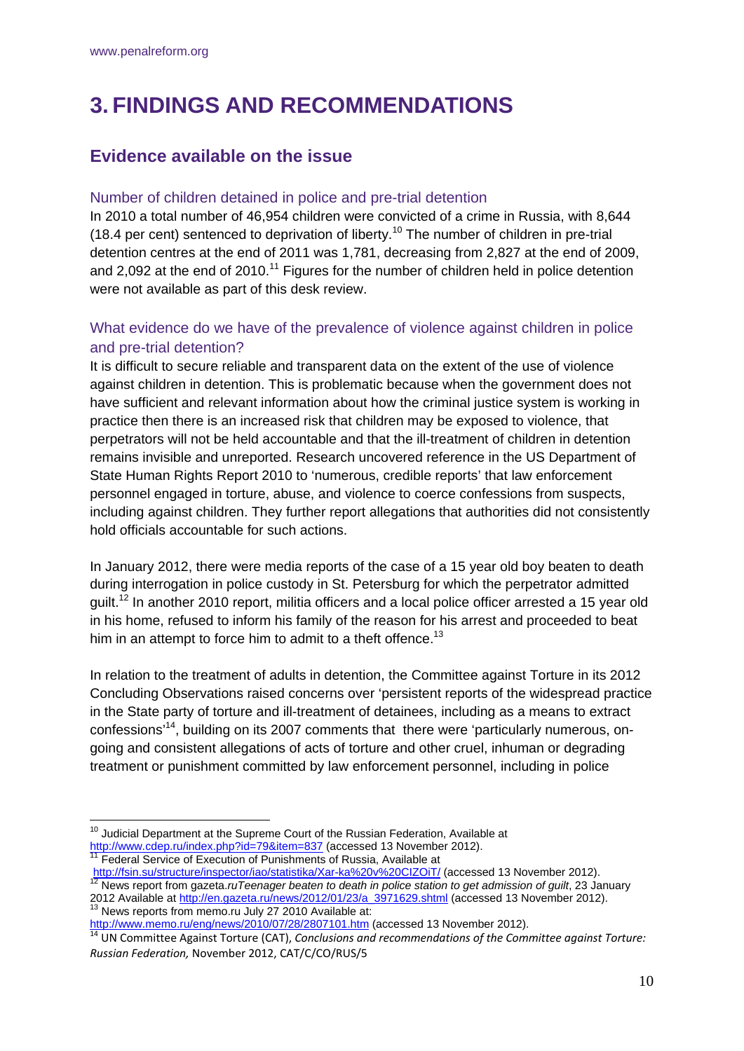# 3. FINDINGS AND RECOMMENDATIONS

## Evidence available on the issue

### Number of children detained in police and pre-trial detention

In 2010 a total number of 46,954 children were convicted of a crime in Russia, with 8,644 (18.4 per cent) sentenced to deprivation of liberty.[10] The number of children in pre-trial detention centres at the end of 2011 was 1,781, decreasing from 2,827 at the end of 2009, and 2,092 at the end of 2010.[11] Figures for the number of children held in police detention were not available as part of this desk review.

### What evidence do we have of the prevalence of violence against children in police and pre-trial detention?

It is difficult to secure reliable and transparent data on the extent of the use of violence against children in detention. This is problematic because when the government does not have sufficient and relevant information about how the criminal justice system is working in practice then there is an increased risk that children may be exposed to violence, that perpetrators will not be held accountable and that the ill-treatment of children in detention remains invisible and unreported. Research uncovered reference in the US Department of State Human Rights Report 2010 to 'numerous, credible reports' that law enforcement personnel engaged in torture, abuse, and violence to coerce confessions from suspects, including against children. They further report allegations that authorities did not consistently hold officials accountable for such actions.

In January 2012, there were media reports of the case of a 15 year old boy beaten to death during interrogation in police custody in St. Petersburg for which the perpetrator admitted guilt.[12] In another 2010 report, militia officers and a local police officer arrested a 15 year old in his home, refused to inform his family of the reason for his arrest and proceeded to beat him in an attempt to force him to admit to a theft offence.[13]

In relation to the treatment of adults in detention, the Committee against Torture in its 2012 Concluding Observations raised concerns over 'persistent reports of the widespread practice in the State party of torture and ill-treatment of detainees, including as a means to extract confessions'[14], building on its 2007 comments that there were 'particularly numerous, on-going and consistent allegations of acts of torture and other cruel, inhuman or degrading treatment or punishment committed by law enforcement personnel, including in police

---

[10] Judicial Department at the Supreme Court of the Russian Federation, Available at http://www.cdep.ru/index.php?id=79&item=837 (accessed 13 November 2012).

[11] Federal Service of Execution of Punishments of Russia, Available at http://fsin.su/structure/inspector/iao/statistika/Xar-ka%20v%20CIZOiT/ (accessed 13 November 2012).

[12] News report from gazeta.ru*Teenager beaten to death in police station to get admission of guilt*, 23 January 2012 Available at http://en.gazeta.ru/news/2012/01/23/a_3971629.shtml (accessed 13 November 2012).

[13] News reports from memo.ru July 27 2010 Available at: http://www.memo.ru/eng/news/2010/07/28/2807101.htm (accessed 13 November 2012).

[14] UN Committee Against Torture (CAT), *Conclusions and recommendations of the Committee against Torture: Russian Federation,* November 2012, CAT/C/CO/RUS/5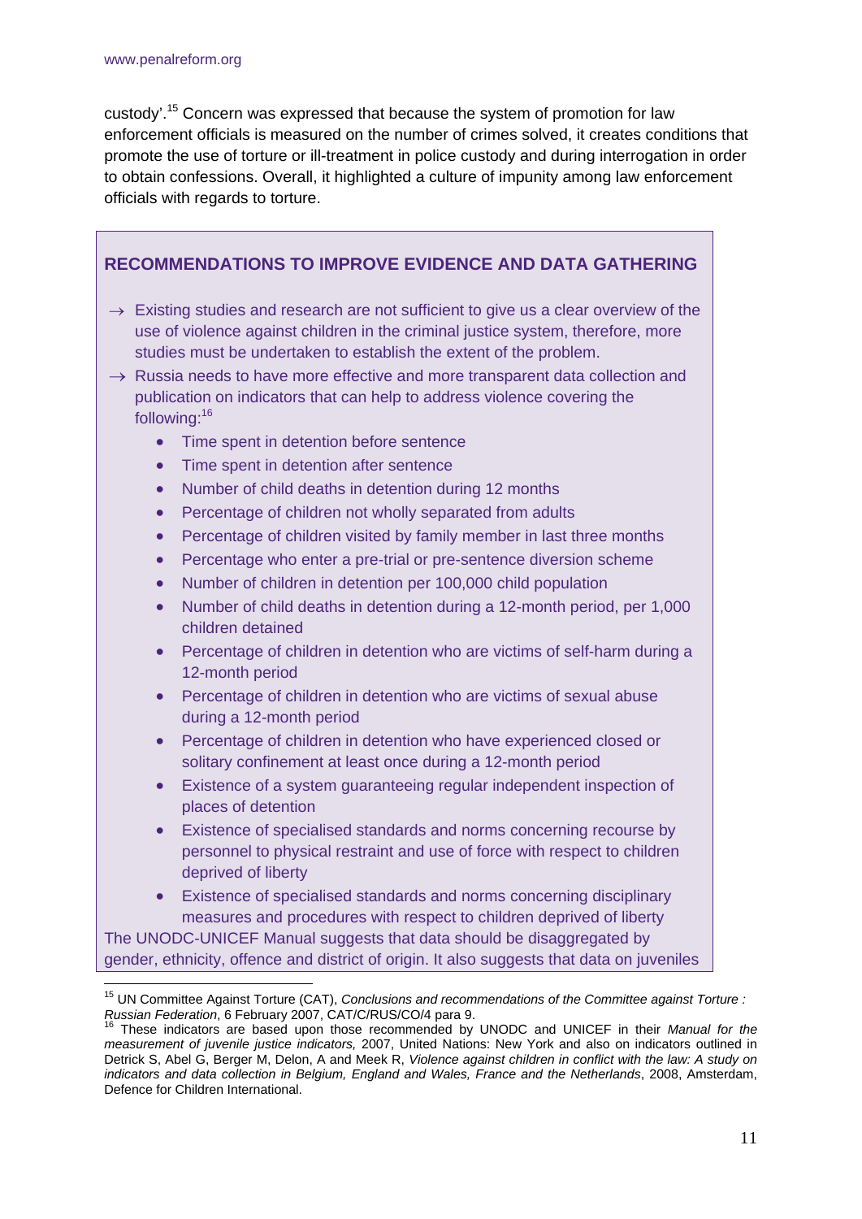custody'.[15] Concern was expressed that because the system of promotion for law enforcement officials is measured on the number of crimes solved, it creates conditions that promote the use of torture or ill-treatment in police custody and during interrogation in order to obtain confessions. Overall, it highlighted a culture of impunity among law enforcement officials with regards to torture.

## RECOMMENDATIONS TO IMPROVE EVIDENCE AND DATA GATHERING

→ Existing studies and research are not sufficient to give us a clear overview of the use of violence against children in the criminal justice system, therefore, more studies must be undertaken to establish the extent of the problem.

→ Russia needs to have more effective and more transparent data collection and publication on indicators that can help to address violence covering the following:[16]

- Time spent in detention before sentence
- Time spent in detention after sentence
- Number of child deaths in detention during 12 months
- Percentage of children not wholly separated from adults
- Percentage of children visited by family member in last three months
- Percentage who enter a pre-trial or pre-sentence diversion scheme
- Number of children in detention per 100,000 child population
- Number of child deaths in detention during a 12-month period, per 1,000 children detained
- Percentage of children in detention who are victims of self-harm during a 12-month period
- Percentage of children in detention who are victims of sexual abuse during a 12-month period
- Percentage of children in detention who have experienced closed or solitary confinement at least once during a 12-month period
- Existence of a system guaranteeing regular independent inspection of places of detention
- Existence of specialised standards and norms concerning recourse by personnel to physical restraint and use of force with respect to children deprived of liberty
- Existence of specialised standards and norms concerning disciplinary measures and procedures with respect to children deprived of liberty

The UNODC-UNICEF Manual suggests that data should be disaggregated by gender, ethnicity, offence and district of origin. It also suggests that data on juveniles

---

[15] UN Committee Against Torture (CAT), *Conclusions and recommendations of the Committee against Torture : Russian Federation*, 6 February 2007, CAT/C/RUS/CO/4 para 9.

[16] These indicators are based upon those recommended by UNODC and UNICEF in their *Manual for the measurement of juvenile justice indicators,* 2007, United Nations: New York and also on indicators outlined in Detrick S, Abel G, Berger M, Delon, A and Meek R, *Violence against children in conflict with the law: A study on indicators and data collection in Belgium, England and Wales, France and the Netherlands*, 2008, Amsterdam, Defence for Children International.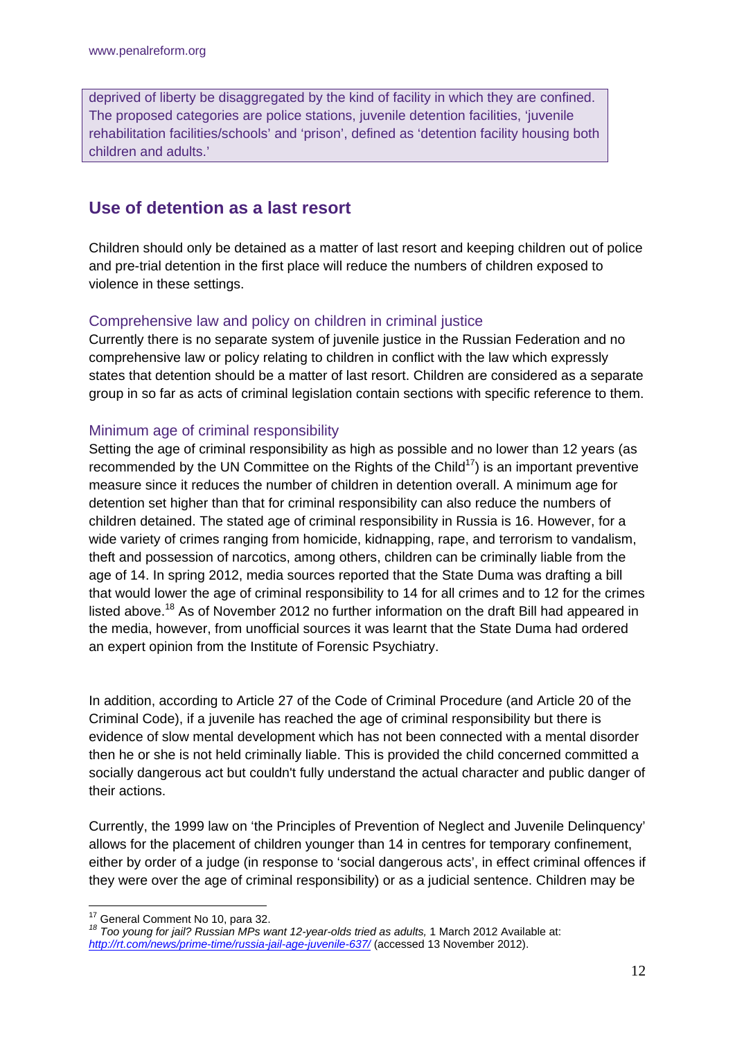deprived of liberty be disaggregated by the kind of facility in which they are confined. The proposed categories are police stations, juvenile detention facilities, 'juvenile rehabilitation facilities/schools' and 'prison', defined as 'detention facility housing both children and adults.'

## Use of detention as a last resort

Children should only be detained as a matter of last resort and keeping children out of police and pre-trial detention in the first place will reduce the numbers of children exposed to violence in these settings.

### Comprehensive law and policy on children in criminal justice

Currently there is no separate system of juvenile justice in the Russian Federation and no comprehensive law or policy relating to children in conflict with the law which expressly states that detention should be a matter of last resort. Children are considered as a separate group in so far as acts of criminal legislation contain sections with specific reference to them.

### Minimum age of criminal responsibility

Setting the age of criminal responsibility as high as possible and no lower than 12 years (as recommended by the UN Committee on the Rights of the Child[17]) is an important preventive measure since it reduces the number of children in detention overall. A minimum age for detention set higher than that for criminal responsibility can also reduce the numbers of children detained. The stated age of criminal responsibility in Russia is 16. However, for a wide variety of crimes ranging from homicide, kidnapping, rape, and terrorism to vandalism, theft and possession of narcotics, among others, children can be criminally liable from the age of 14. In spring 2012, media sources reported that the State Duma was drafting a bill that would lower the age of criminal responsibility to 14 for all crimes and to 12 for the crimes listed above.[18] As of November 2012 no further information on the draft Bill had appeared in the media, however, from unofficial sources it was learnt that the State Duma had ordered an expert opinion from the Institute of Forensic Psychiatry.

In addition, according to Article 27 of the Code of Criminal Procedure (and Article 20 of the Criminal Code), if a juvenile has reached the age of criminal responsibility but there is evidence of slow mental development which has not been connected with a mental disorder then he or she is not held criminally liable. This is provided the child concerned committed a socially dangerous act but couldn't fully understand the actual character and public danger of their actions.

Currently, the 1999 law on 'the Principles of Prevention of Neglect and Juvenile Delinquency' allows for the placement of children younger than 14 in centres for temporary confinement, either by order of a judge (in response to 'social dangerous acts', in effect criminal offences if they were over the age of criminal responsibility) or as a judicial sentence. Children may be

---

[17] General Comment No 10, para 32.

[18] *Too young for jail? Russian MPs want 12-year-olds tried as adults,* 1 March 2012 Available at: *http://rt.com/news/prime-time/russia-jail-age-juvenile-637/* (accessed 13 November 2012).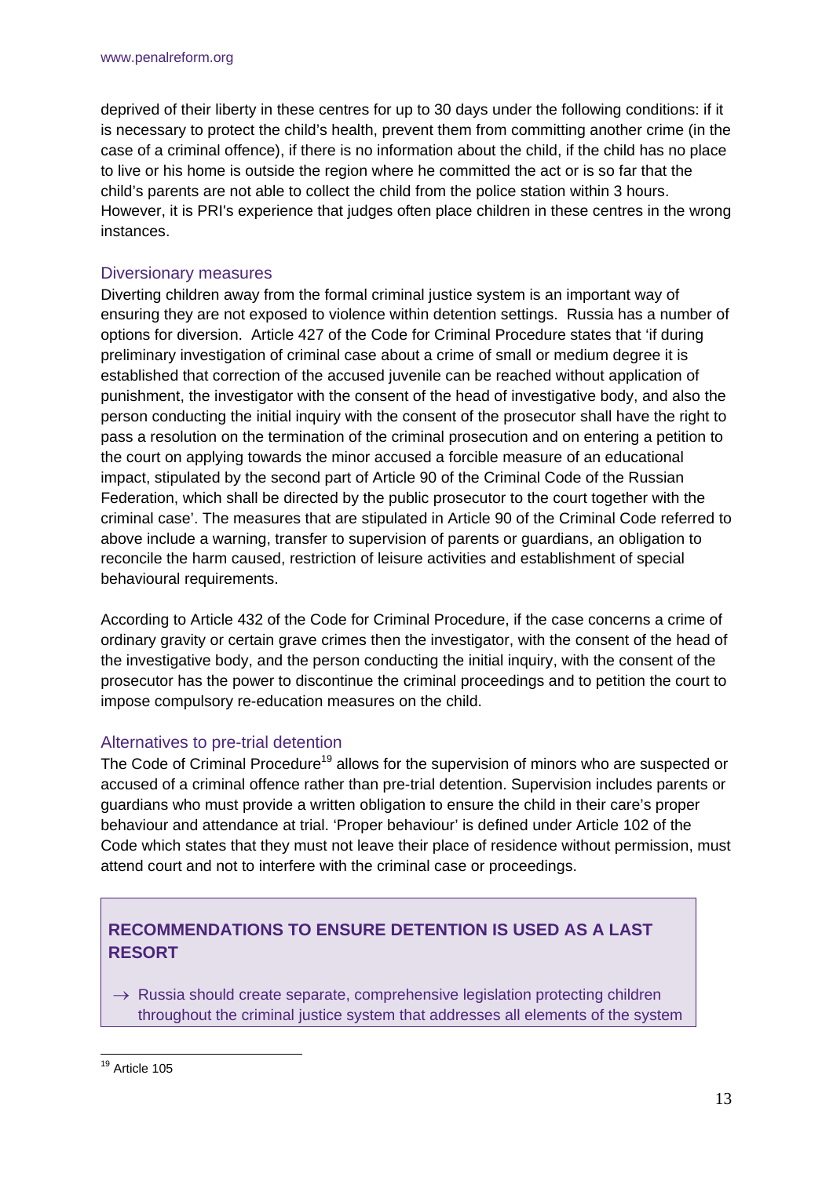deprived of their liberty in these centres for up to 30 days under the following conditions: if it is necessary to protect the child's health, prevent them from committing another crime (in the case of a criminal offence), if there is no information about the child, if the child has no place to live or his home is outside the region where he committed the act or is so far that the child's parents are not able to collect the child from the police station within 3 hours. However, it is PRI's experience that judges often place children in these centres in the wrong instances.

### Diversionary measures

Diverting children away from the formal criminal justice system is an important way of ensuring they are not exposed to violence within detention settings. Russia has a number of options for diversion. Article 427 of the Code for Criminal Procedure states that 'if during preliminary investigation of criminal case about a crime of small or medium degree it is established that correction of the accused juvenile can be reached without application of punishment, the investigator with the consent of the head of investigative body, and also the person conducting the initial inquiry with the consent of the prosecutor shall have the right to pass a resolution on the termination of the criminal prosecution and on entering a petition to the court on applying towards the minor accused a forcible measure of an educational impact, stipulated by the second part of Article 90 of the Criminal Code of the Russian Federation, which shall be directed by the public prosecutor to the court together with the criminal case'. The measures that are stipulated in Article 90 of the Criminal Code referred to above include a warning, transfer to supervision of parents or guardians, an obligation to reconcile the harm caused, restriction of leisure activities and establishment of special behavioural requirements.

According to Article 432 of the Code for Criminal Procedure, if the case concerns a crime of ordinary gravity or certain grave crimes then the investigator, with the consent of the head of the investigative body, and the person conducting the initial inquiry, with the consent of the prosecutor has the power to discontinue the criminal proceedings and to petition the court to impose compulsory re-education measures on the child.

### Alternatives to pre-trial detention

The Code of Criminal Procedure[19] allows for the supervision of minors who are suspected or accused of a criminal offence rather than pre-trial detention. Supervision includes parents or guardians who must provide a written obligation to ensure the child in their care's proper behaviour and attendance at trial. 'Proper behaviour' is defined under Article 102 of the Code which states that they must not leave their place of residence without permission, must attend court and not to interfere with the criminal case or proceedings.

**RECOMMENDATIONS TO ENSURE DETENTION IS USED AS A LAST RESORT**

→ Russia should create separate, comprehensive legislation protecting children throughout the criminal justice system that addresses all elements of the system

[19] Article 105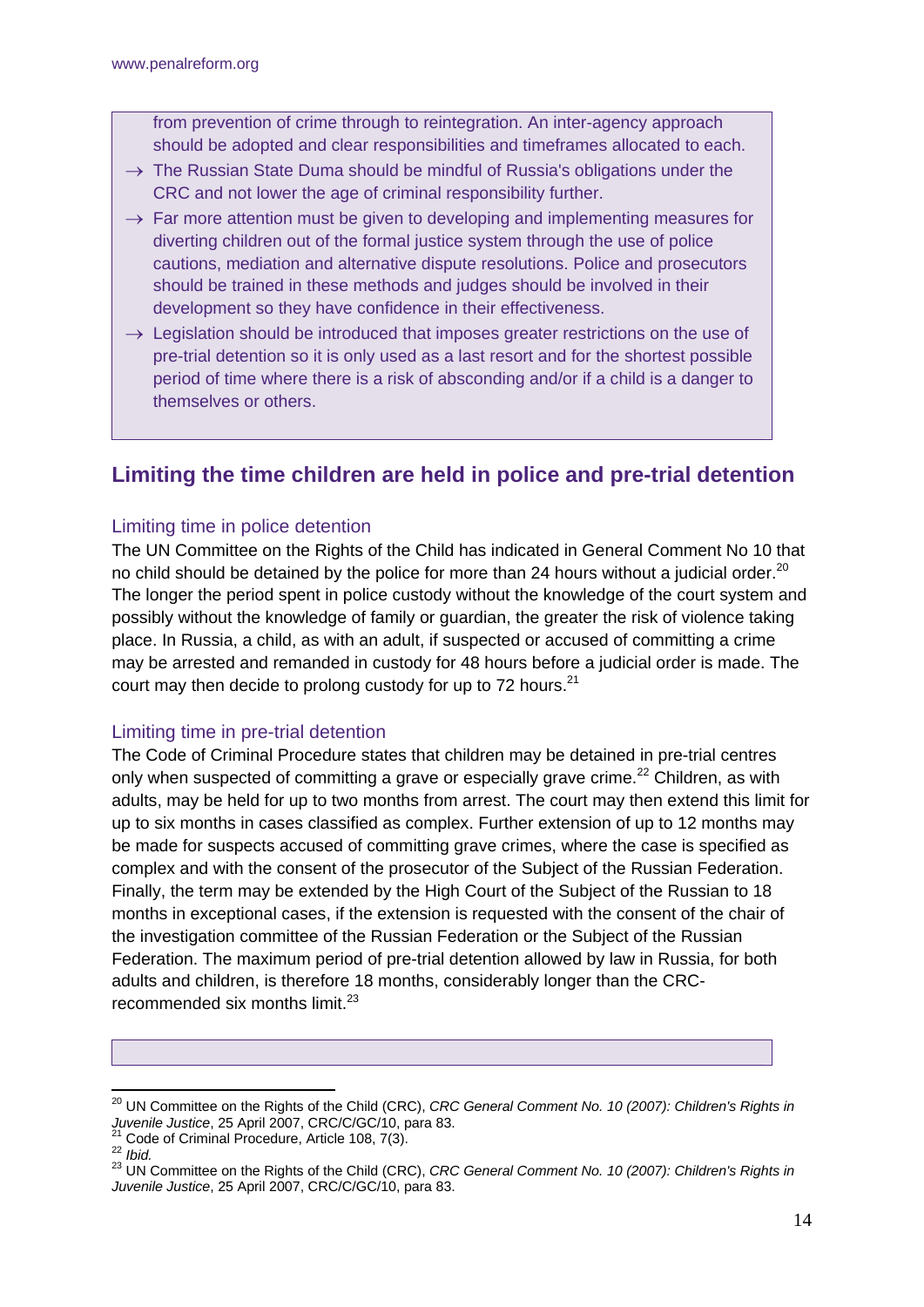from prevention of crime through to reintegration. An inter-agency approach should be adopted and clear responsibilities and timeframes allocated to each.

→ The Russian State Duma should be mindful of Russia's obligations under the CRC and not lower the age of criminal responsibility further.

→ Far more attention must be given to developing and implementing measures for diverting children out of the formal justice system through the use of police cautions, mediation and alternative dispute resolutions. Police and prosecutors should be trained in these methods and judges should be involved in their development so they have confidence in their effectiveness.

→ Legislation should be introduced that imposes greater restrictions on the use of pre-trial detention so it is only used as a last resort and for the shortest possible period of time where there is a risk of absconding and/or if a child is a danger to themselves or others.

## Limiting the time children are held in police and pre-trial detention

### Limiting time in police detention

The UN Committee on the Rights of the Child has indicated in General Comment No 10 that no child should be detained by the police for more than 24 hours without a judicial order.[20] The longer the period spent in police custody without the knowledge of the court system and possibly without the knowledge of family or guardian, the greater the risk of violence taking place. In Russia, a child, as with an adult, if suspected or accused of committing a crime may be arrested and remanded in custody for 48 hours before a judicial order is made. The court may then decide to prolong custody for up to 72 hours.[21]

### Limiting time in pre-trial detention

The Code of Criminal Procedure states that children may be detained in pre-trial centres only when suspected of committing a grave or especially grave crime.[22] Children, as with adults, may be held for up to two months from arrest. The court may then extend this limit for up to six months in cases classified as complex. Further extension of up to 12 months may be made for suspects accused of committing grave crimes, where the case is specified as complex and with the consent of the prosecutor of the Subject of the Russian Federation. Finally, the term may be extended by the High Court of the Subject of the Russian to 18 months in exceptional cases, if the extension is requested with the consent of the chair of the investigation committee of the Russian Federation or the Subject of the Russian Federation. The maximum period of pre-trial detention allowed by law in Russia, for both adults and children, is therefore 18 months, considerably longer than the CRC-recommended six months limit.[23]

---

[20] UN Committee on the Rights of the Child (CRC), *CRC General Comment No. 10 (2007): Children's Rights in Juvenile Justice*, 25 April 2007, CRC/C/GC/10, para 83.

[21] Code of Criminal Procedure, Article 108, 7(3).

[22] *Ibid.*

[23] UN Committee on the Rights of the Child (CRC), *CRC General Comment No. 10 (2007): Children's Rights in Juvenile Justice*, 25 April 2007, CRC/C/GC/10, para 83.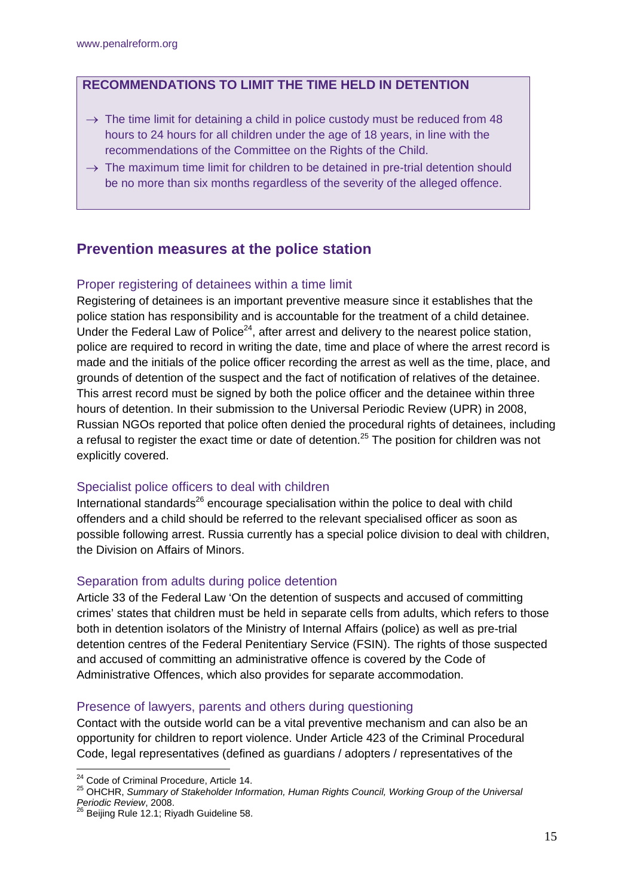### RECOMMENDATIONS TO LIMIT THE TIME HELD IN DETENTION

- → The time limit for detaining a child in police custody must be reduced from 48 hours to 24 hours for all children under the age of 18 years, in line with the recommendations of the Committee on the Rights of the Child.
- → The maximum time limit for children to be detained in pre-trial detention should be no more than six months regardless of the severity of the alleged offence.

## Prevention measures at the police station

### Proper registering of detainees within a time limit

Registering of detainees is an important preventive measure since it establishes that the police station has responsibility and is accountable for the treatment of a child detainee. Under the Federal Law of Police[24], after arrest and delivery to the nearest police station, police are required to record in writing the date, time and place of where the arrest record is made and the initials of the police officer recording the arrest as well as the time, place, and grounds of detention of the suspect and the fact of notification of relatives of the detainee. This arrest record must be signed by both the police officer and the detainee within three hours of detention. In their submission to the Universal Periodic Review (UPR) in 2008, Russian NGOs reported that police often denied the procedural rights of detainees, including a refusal to register the exact time or date of detention.[25] The position for children was not explicitly covered.

### Specialist police officers to deal with children

International standards[26] encourage specialisation within the police to deal with child offenders and a child should be referred to the relevant specialised officer as soon as possible following arrest. Russia currently has a special police division to deal with children, the Division on Affairs of Minors.

### Separation from adults during police detention

Article 33 of the Federal Law 'On the detention of suspects and accused of committing crimes' states that children must be held in separate cells from adults, which refers to those both in detention isolators of the Ministry of Internal Affairs (police) as well as pre-trial detention centres of the Federal Penitentiary Service (FSIN). The rights of those suspected and accused of committing an administrative offence is covered by the Code of Administrative Offences, which also provides for separate accommodation.

### Presence of lawyers, parents and others during questioning

Contact with the outside world can be a vital preventive mechanism and can also be an opportunity for children to report violence. Under Article 423 of the Criminal Procedural Code, legal representatives (defined as guardians / adopters / representatives of the

---

[24] Code of Criminal Procedure, Article 14.

[25] OHCHR, *Summary of Stakeholder Information, Human Rights Council, Working Group of the Universal Periodic Review*, 2008.

[26] Beijing Rule 12.1; Riyadh Guideline 58.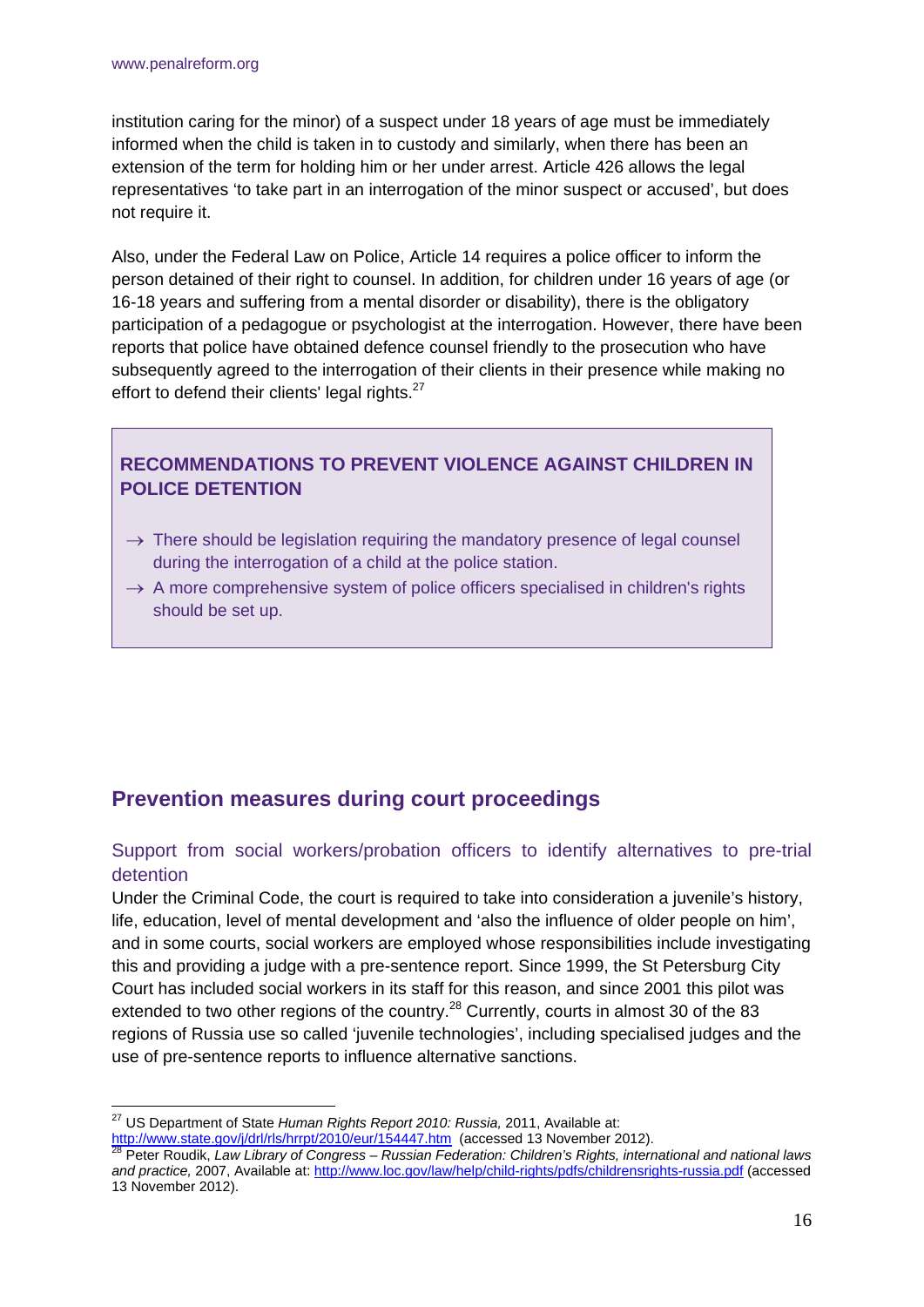institution caring for the minor) of a suspect under 18 years of age must be immediately informed when the child is taken in to custody and similarly, when there has been an extension of the term for holding him or her under arrest. Article 426 allows the legal representatives 'to take part in an interrogation of the minor suspect or accused', but does not require it.

Also, under the Federal Law on Police, Article 14 requires a police officer to inform the person detained of their right to counsel. In addition, for children under 16 years of age (or 16-18 years and suffering from a mental disorder or disability), there is the obligatory participation of a pedagogue or psychologist at the interrogation. However, there have been reports that police have obtained defence counsel friendly to the prosecution who have subsequently agreed to the interrogation of their clients in their presence while making no effort to defend their clients' legal rights.[27]

**RECOMMENDATIONS TO PREVENT VIOLENCE AGAINST CHILDREN IN POLICE DETENTION**

- → There should be legislation requiring the mandatory presence of legal counsel during the interrogation of a child at the police station.
- → A more comprehensive system of police officers specialised in children's rights should be set up.

## Prevention measures during court proceedings

### Support from social workers/probation officers to identify alternatives to pre-trial detention

Under the Criminal Code, the court is required to take into consideration a juvenile's history, life, education, level of mental development and 'also the influence of older people on him', and in some courts, social workers are employed whose responsibilities include investigating this and providing a judge with a pre-sentence report. Since 1999, the St Petersburg City Court has included social workers in its staff for this reason, and since 2001 this pilot was extended to two other regions of the country.[28] Currently, courts in almost 30 of the 83 regions of Russia use so called 'juvenile technologies', including specialised judges and the use of pre-sentence reports to influence alternative sanctions.

---

[27] US Department of State *Human Rights Report 2010: Russia,* 2011, Available at: http://www.state.gov/j/drl/rls/hrrpt/2010/eur/154447.htm (accessed 13 November 2012).

[28] Peter Roudik, *Law Library of Congress – Russian Federation: Children's Rights, international and national laws and practice,* 2007, Available at: http://www.loc.gov/law/help/child-rights/pdfs/childrensrights-russia.pdf (accessed 13 November 2012).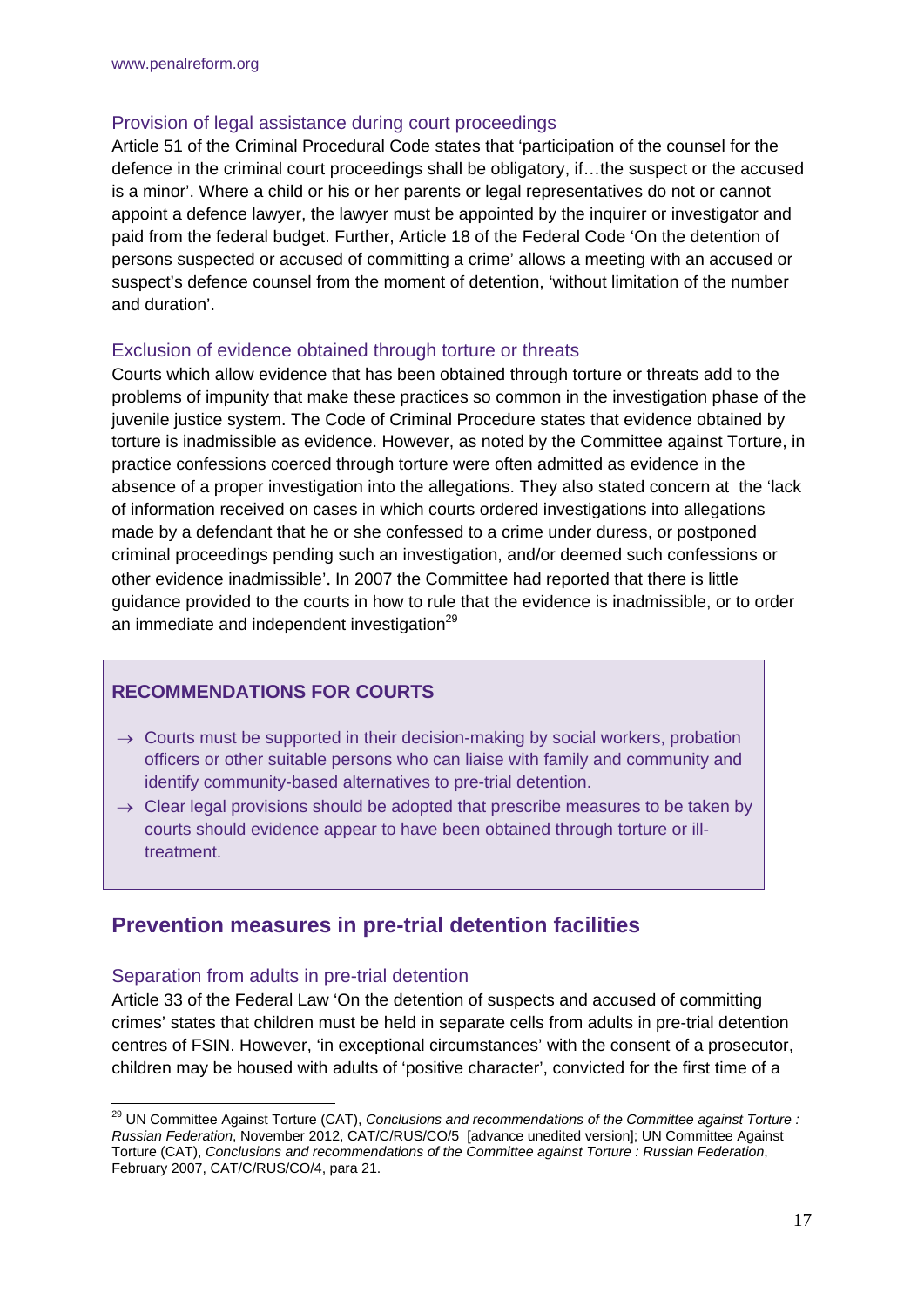### Provision of legal assistance during court proceedings

Article 51 of the Criminal Procedural Code states that 'participation of the counsel for the defence in the criminal court proceedings shall be obligatory, if…the suspect or the accused is a minor'. Where a child or his or her parents or legal representatives do not or cannot appoint a defence lawyer, the lawyer must be appointed by the inquirer or investigator and paid from the federal budget. Further, Article 18 of the Federal Code 'On the detention of persons suspected or accused of committing a crime' allows a meeting with an accused or suspect's defence counsel from the moment of detention, 'without limitation of the number and duration'.

### Exclusion of evidence obtained through torture or threats

Courts which allow evidence that has been obtained through torture or threats add to the problems of impunity that make these practices so common in the investigation phase of the juvenile justice system. The Code of Criminal Procedure states that evidence obtained by torture is inadmissible as evidence. However, as noted by the Committee against Torture, in practice confessions coerced through torture were often admitted as evidence in the absence of a proper investigation into the allegations. They also stated concern at the 'lack of information received on cases in which courts ordered investigations into allegations made by a defendant that he or she confessed to a crime under duress, or postponed criminal proceedings pending such an investigation, and/or deemed such confessions or other evidence inadmissible'. In 2007 the Committee had reported that there is little guidance provided to the courts in how to rule that the evidence is inadmissible, or to order an immediate and independent investigation[29]

**RECOMMENDATIONS FOR COURTS**

- → Courts must be supported in their decision-making by social workers, probation officers or other suitable persons who can liaise with family and community and identify community-based alternatives to pre-trial detention.
- → Clear legal provisions should be adopted that prescribe measures to be taken by courts should evidence appear to have been obtained through torture or ill-treatment.

## Prevention measures in pre-trial detention facilities

### Separation from adults in pre-trial detention

Article 33 of the Federal Law 'On the detention of suspects and accused of committing crimes' states that children must be held in separate cells from adults in pre-trial detention centres of FSIN. However, 'in exceptional circumstances' with the consent of a prosecutor, children may be housed with adults of 'positive character', convicted for the first time of a

---

[29] UN Committee Against Torture (CAT), *Conclusions and recommendations of the Committee against Torture : Russian Federation*, November 2012, CAT/C/RUS/CO/5 [advance unedited version]; UN Committee Against Torture (CAT), *Conclusions and recommendations of the Committee against Torture : Russian Federation*, February 2007, CAT/C/RUS/CO/4, para 21.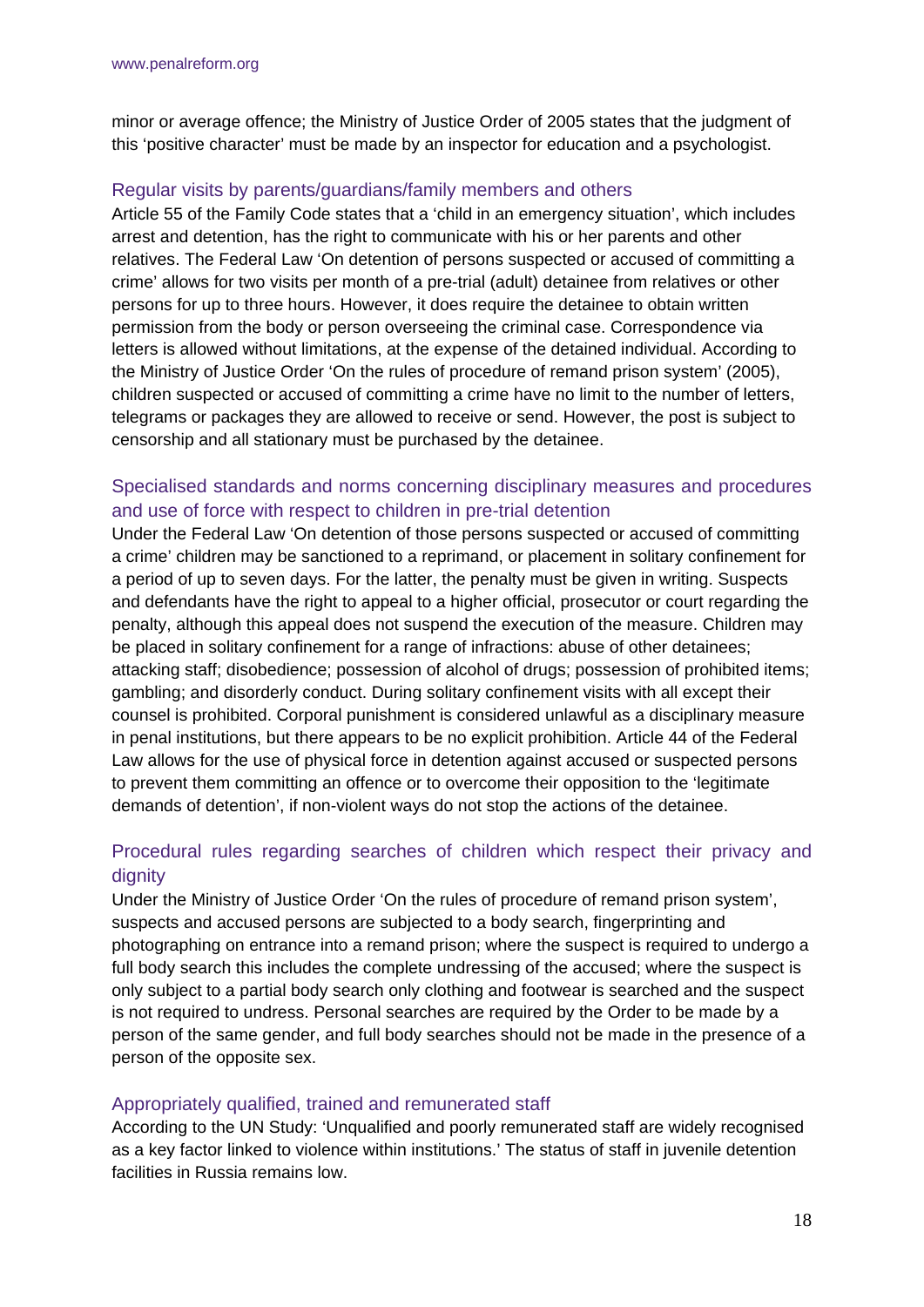minor or average offence; the Ministry of Justice Order of 2005 states that the judgment of this 'positive character' must be made by an inspector for education and a psychologist.

### Regular visits by parents/guardians/family members and others

Article 55 of the Family Code states that a 'child in an emergency situation', which includes arrest and detention, has the right to communicate with his or her parents and other relatives. The Federal Law 'On detention of persons suspected or accused of committing a crime' allows for two visits per month of a pre-trial (adult) detainee from relatives or other persons for up to three hours. However, it does require the detainee to obtain written permission from the body or person overseeing the criminal case. Correspondence via letters is allowed without limitations, at the expense of the detained individual. According to the Ministry of Justice Order 'On the rules of procedure of remand prison system' (2005), children suspected or accused of committing a crime have no limit to the number of letters, telegrams or packages they are allowed to receive or send. However, the post is subject to censorship and all stationary must be purchased by the detainee.

### Specialised standards and norms concerning disciplinary measures and procedures and use of force with respect to children in pre-trial detention

Under the Federal Law 'On detention of those persons suspected or accused of committing a crime' children may be sanctioned to a reprimand, or placement in solitary confinement for a period of up to seven days. For the latter, the penalty must be given in writing. Suspects and defendants have the right to appeal to a higher official, prosecutor or court regarding the penalty, although this appeal does not suspend the execution of the measure. Children may be placed in solitary confinement for a range of infractions: abuse of other detainees; attacking staff; disobedience; possession of alcohol of drugs; possession of prohibited items; gambling; and disorderly conduct. During solitary confinement visits with all except their counsel is prohibited. Corporal punishment is considered unlawful as a disciplinary measure in penal institutions, but there appears to be no explicit prohibition. Article 44 of the Federal Law allows for the use of physical force in detention against accused or suspected persons to prevent them committing an offence or to overcome their opposition to the 'legitimate demands of detention', if non-violent ways do not stop the actions of the detainee.

### Procedural rules regarding searches of children which respect their privacy and dignity

Under the Ministry of Justice Order 'On the rules of procedure of remand prison system', suspects and accused persons are subjected to a body search, fingerprinting and photographing on entrance into a remand prison; where the suspect is required to undergo a full body search this includes the complete undressing of the accused; where the suspect is only subject to a partial body search only clothing and footwear is searched and the suspect is not required to undress. Personal searches are required by the Order to be made by a person of the same gender, and full body searches should not be made in the presence of a person of the opposite sex.

### Appropriately qualified, trained and remunerated staff

According to the UN Study: 'Unqualified and poorly remunerated staff are widely recognised as a key factor linked to violence within institutions.' The status of staff in juvenile detention facilities in Russia remains low.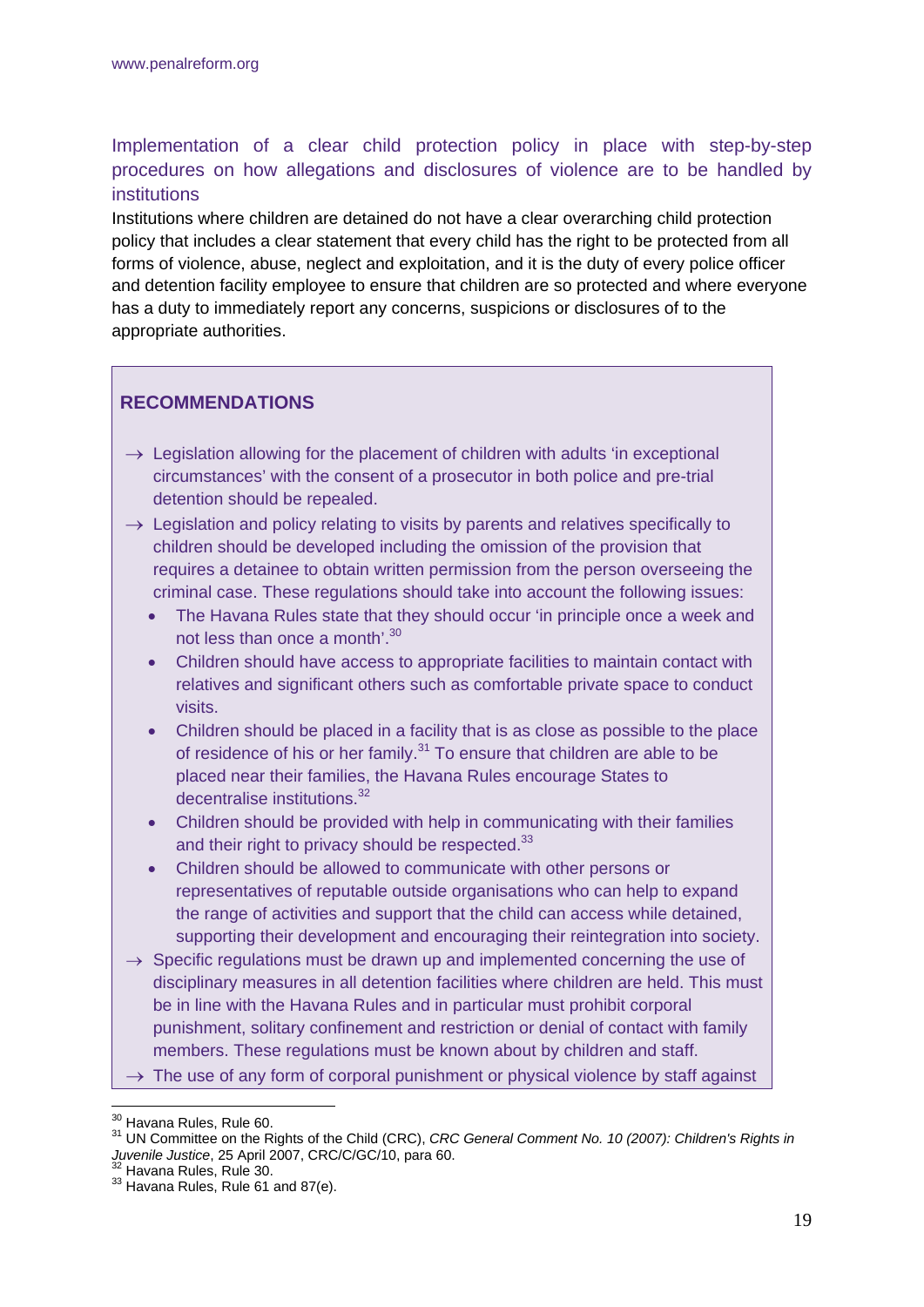### Implementation of a clear child protection policy in place with step-by-step procedures on how allegations and disclosures of violence are to be handled by institutions

Institutions where children are detained do not have a clear overarching child protection policy that includes a clear statement that every child has the right to be protected from all forms of violence, abuse, neglect and exploitation, and it is the duty of every police officer and detention facility employee to ensure that children are so protected and where everyone has a duty to immediately report any concerns, suspicions or disclosures of to the appropriate authorities.

**RECOMMENDATIONS**

→ Legislation allowing for the placement of children with adults 'in exceptional circumstances' with the consent of a prosecutor in both police and pre-trial detention should be repealed.

→ Legislation and policy relating to visits by parents and relatives specifically to children should be developed including the omission of the provision that requires a detainee to obtain written permission from the person overseeing the criminal case. These regulations should take into account the following issues:

- The Havana Rules state that they should occur 'in principle once a week and not less than once a month'.[30]
- Children should have access to appropriate facilities to maintain contact with relatives and significant others such as comfortable private space to conduct visits.
- Children should be placed in a facility that is as close as possible to the place of residence of his or her family.[31] To ensure that children are able to be placed near their families, the Havana Rules encourage States to decentralise institutions.[32]
- Children should be provided with help in communicating with their families and their right to privacy should be respected.[33]
- Children should be allowed to communicate with other persons or representatives of reputable outside organisations who can help to expand the range of activities and support that the child can access while detained, supporting their development and encouraging their reintegration into society.

→ Specific regulations must be drawn up and implemented concerning the use of disciplinary measures in all detention facilities where children are held. This must be in line with the Havana Rules and in particular must prohibit corporal punishment, solitary confinement and restriction or denial of contact with family members. These regulations must be known about by children and staff.

→ The use of any form of corporal punishment or physical violence by staff against

---

[30] Havana Rules, Rule 60.

[31] UN Committee on the Rights of the Child (CRC), *CRC General Comment No. 10 (2007): Children's Rights in Juvenile Justice*, 25 April 2007, CRC/C/GC/10, para 60.

[32] Havana Rules, Rule 30.

[33] Havana Rules, Rule 61 and 87(e).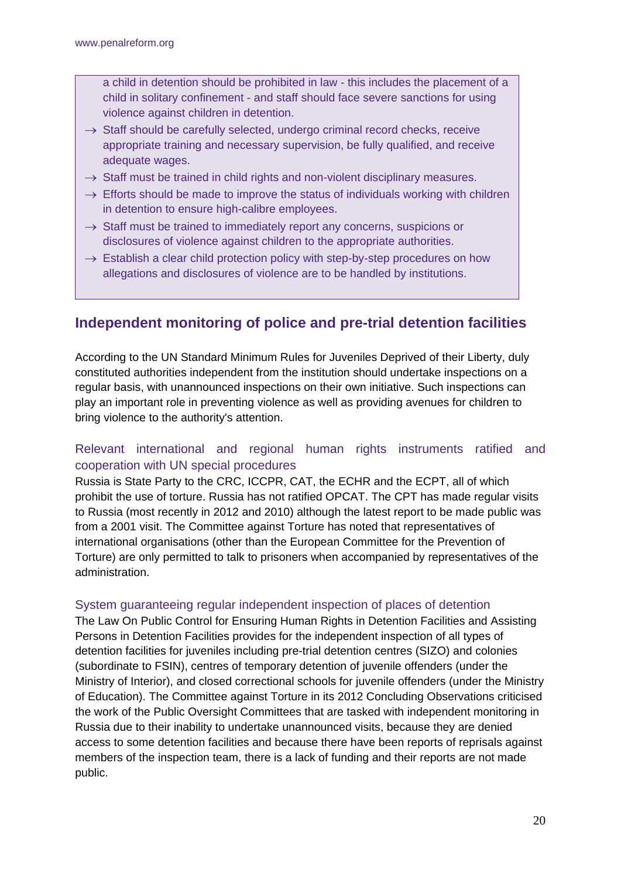a child in detention should be prohibited in law - this includes the placement of a child in solitary confinement - and staff should face severe sanctions for using violence against children in detention.

- → Staff should be carefully selected, undergo criminal record checks, receive appropriate training and necessary supervision, be fully qualified, and receive adequate wages.
- → Staff must be trained in child rights and non-violent disciplinary measures.
- → Efforts should be made to improve the status of individuals working with children in detention to ensure high-calibre employees.
- → Staff must be trained to immediately report any concerns, suspicions or disclosures of violence against children to the appropriate authorities.
- → Establish a clear child protection policy with step-by-step procedures on how allegations and disclosures of violence are to be handled by institutions.

## Independent monitoring of police and pre-trial detention facilities

According to the UN Standard Minimum Rules for Juveniles Deprived of their Liberty, duly constituted authorities independent from the institution should undertake inspections on a regular basis, with unannounced inspections on their own initiative. Such inspections can play an important role in preventing violence as well as providing avenues for children to bring violence to the authority's attention.

### Relevant international and regional human rights instruments ratified and cooperation with UN special procedures

Russia is State Party to the CRC, ICCPR, CAT, the ECHR and the ECPT, all of which prohibit the use of torture. Russia has not ratified OPCAT. The CPT has made regular visits to Russia (most recently in 2012 and 2010) although the latest report to be made public was from a 2001 visit. The Committee against Torture has noted that representatives of international organisations (other than the European Committee for the Prevention of Torture) are only permitted to talk to prisoners when accompanied by representatives of the administration.

### System guaranteeing regular independent inspection of places of detention

The Law On Public Control for Ensuring Human Rights in Detention Facilities and Assisting Persons in Detention Facilities provides for the independent inspection of all types of detention facilities for juveniles including pre-trial detention centres (SIZO) and colonies (subordinate to FSIN), centres of temporary detention of juvenile offenders (under the Ministry of Interior), and closed correctional schools for juvenile offenders (under the Ministry of Education). The Committee against Torture in its 2012 Concluding Observations criticised the work of the Public Oversight Committees that are tasked with independent monitoring in Russia due to their inability to undertake unannounced visits, because they are denied access to some detention facilities and because there have been reports of reprisals against members of the inspection team, there is a lack of funding and their reports are not made public.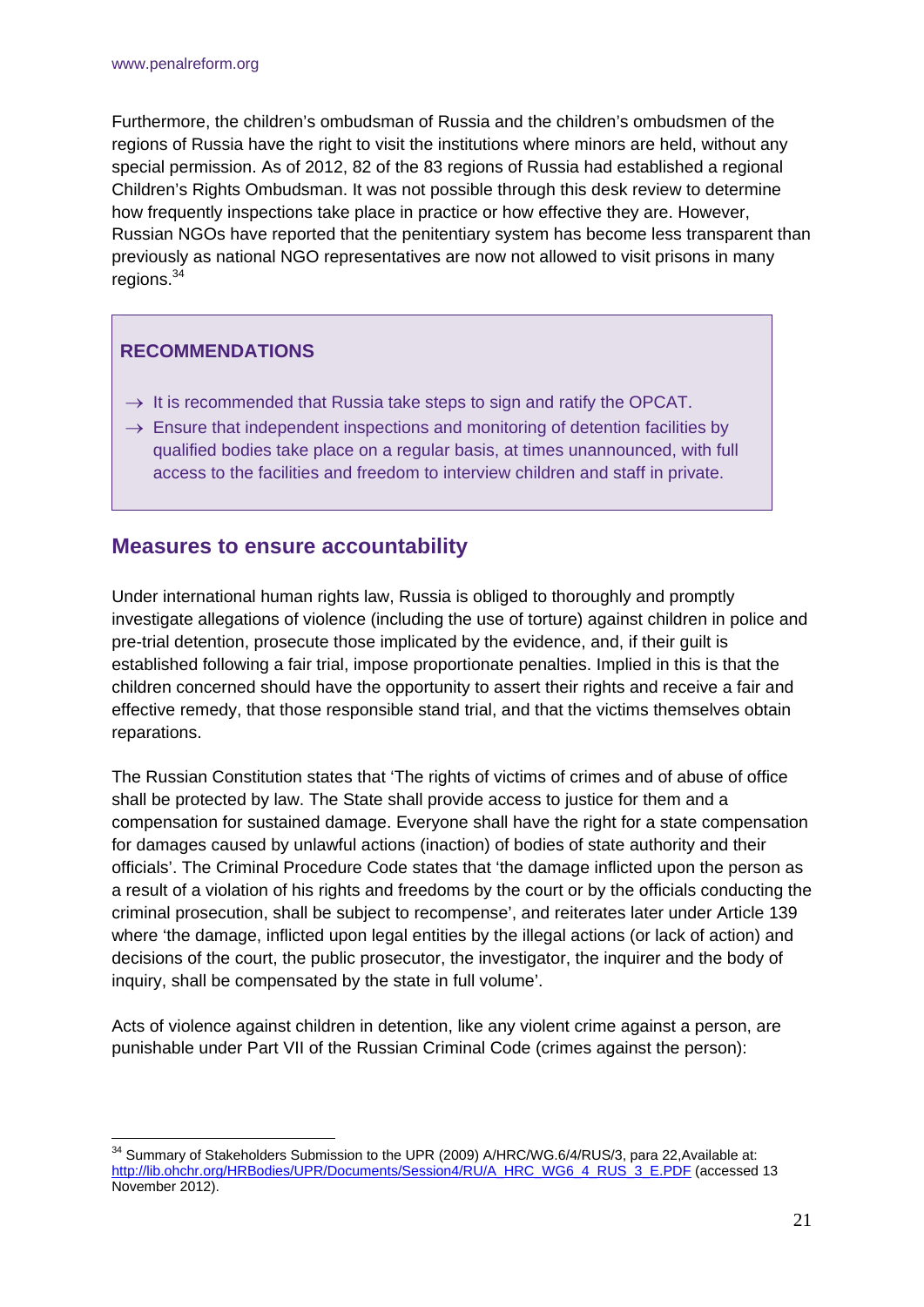Furthermore, the children's ombudsman of Russia and the children's ombudsmen of the regions of Russia have the right to visit the institutions where minors are held, without any special permission. As of 2012, 82 of the 83 regions of Russia had established a regional Children's Rights Ombudsman. It was not possible through this desk review to determine how frequently inspections take place in practice or how effective they are. However, Russian NGOs have reported that the penitentiary system has become less transparent than previously as national NGO representatives are now not allowed to visit prisons in many regions.[34]

> **RECOMMENDATIONS**
>
> → It is recommended that Russia take steps to sign and ratify the OPCAT.
>
> → Ensure that independent inspections and monitoring of detention facilities by qualified bodies take place on a regular basis, at times unannounced, with full access to the facilities and freedom to interview children and staff in private.

## Measures to ensure accountability

Under international human rights law, Russia is obliged to thoroughly and promptly investigate allegations of violence (including the use of torture) against children in police and pre-trial detention, prosecute those implicated by the evidence, and, if their guilt is established following a fair trial, impose proportionate penalties. Implied in this is that the children concerned should have the opportunity to assert their rights and receive a fair and effective remedy, that those responsible stand trial, and that the victims themselves obtain reparations.

The Russian Constitution states that 'The rights of victims of crimes and of abuse of office shall be protected by law. The State shall provide access to justice for them and a compensation for sustained damage. Everyone shall have the right for a state compensation for damages caused by unlawful actions (inaction) of bodies of state authority and their officials'. The Criminal Procedure Code states that 'the damage inflicted upon the person as a result of a violation of his rights and freedoms by the court or by the officials conducting the criminal prosecution, shall be subject to recompense', and reiterates later under Article 139 where 'the damage, inflicted upon legal entities by the illegal actions (or lack of action) and decisions of the court, the public prosecutor, the investigator, the inquirer and the body of inquiry, shall be compensated by the state in full volume'.

Acts of violence against children in detention, like any violent crime against a person, are punishable under Part VII of the Russian Criminal Code (crimes against the person):

---

[34] Summary of Stakeholders Submission to the UPR (2009) A/HRC/WG.6/4/RUS/3, para 22,Available at: http://lib.ohchr.org/HRBodies/UPR/Documents/Session4/RU/A_HRC_WG6_4_RUS_3_E.PDF (accessed 13 November 2012).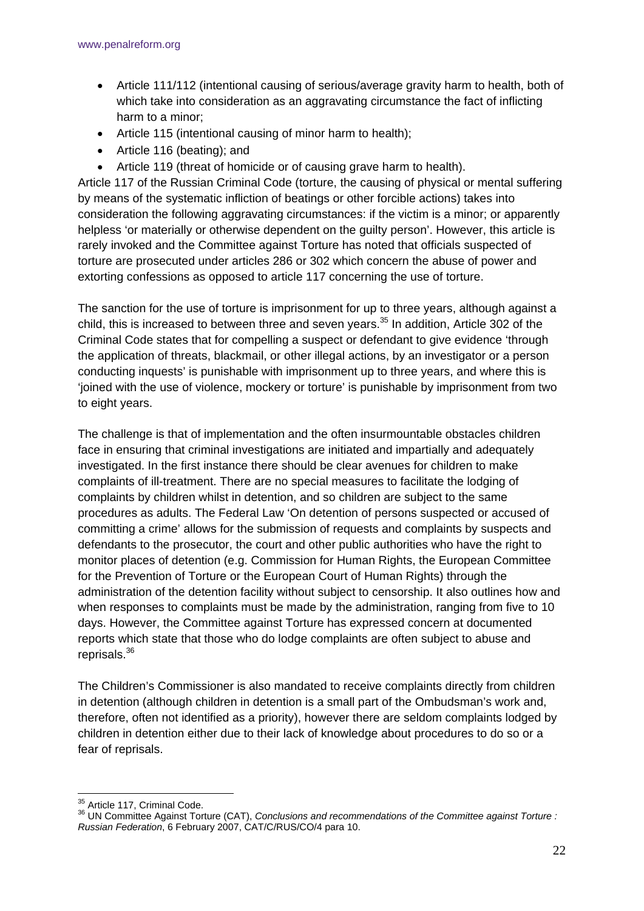- Article 111/112 (intentional causing of serious/average gravity harm to health, both of which take into consideration as an aggravating circumstance the fact of inflicting harm to a minor;
- Article 115 (intentional causing of minor harm to health);
- Article 116 (beating); and
- Article 119 (threat of homicide or of causing grave harm to health).

Article 117 of the Russian Criminal Code (torture, the causing of physical or mental suffering by means of the systematic infliction of beatings or other forcible actions) takes into consideration the following aggravating circumstances: if the victim is a minor; or apparently helpless 'or materially or otherwise dependent on the guilty person'. However, this article is rarely invoked and the Committee against Torture has noted that officials suspected of torture are prosecuted under articles 286 or 302 which concern the abuse of power and extorting confessions as opposed to article 117 concerning the use of torture.

The sanction for the use of torture is imprisonment for up to three years, although against a child, this is increased to between three and seven years.[35] In addition, Article 302 of the Criminal Code states that for compelling a suspect or defendant to give evidence 'through the application of threats, blackmail, or other illegal actions, by an investigator or a person conducting inquests' is punishable with imprisonment up to three years, and where this is 'joined with the use of violence, mockery or torture' is punishable by imprisonment from two to eight years.

The challenge is that of implementation and the often insurmountable obstacles children face in ensuring that criminal investigations are initiated and impartially and adequately investigated. In the first instance there should be clear avenues for children to make complaints of ill-treatment. There are no special measures to facilitate the lodging of complaints by children whilst in detention, and so children are subject to the same procedures as adults. The Federal Law 'On detention of persons suspected or accused of committing a crime' allows for the submission of requests and complaints by suspects and defendants to the prosecutor, the court and other public authorities who have the right to monitor places of detention (e.g. Commission for Human Rights, the European Committee for the Prevention of Torture or the European Court of Human Rights) through the administration of the detention facility without subject to censorship. It also outlines how and when responses to complaints must be made by the administration, ranging from five to 10 days. However, the Committee against Torture has expressed concern at documented reports which state that those who do lodge complaints are often subject to abuse and reprisals.[36]

The Children's Commissioner is also mandated to receive complaints directly from children in detention (although children in detention is a small part of the Ombudsman's work and, therefore, often not identified as a priority), however there are seldom complaints lodged by children in detention either due to their lack of knowledge about procedures to do so or a fear of reprisals.

---

[35] Article 117, Criminal Code.

[36] UN Committee Against Torture (CAT), *Conclusions and recommendations of the Committee against Torture : Russian Federation*, 6 February 2007, CAT/C/RUS/CO/4 para 10.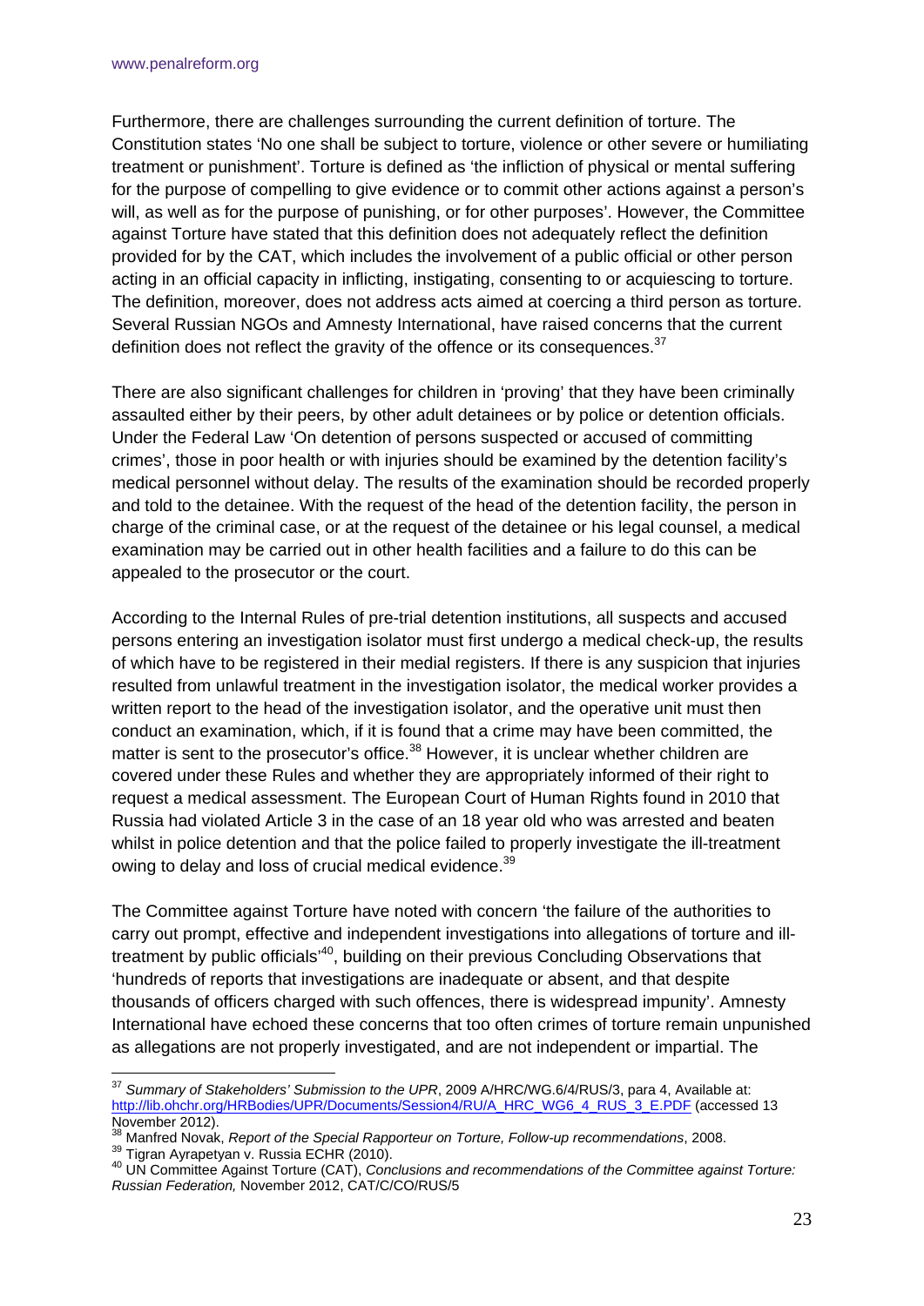Furthermore, there are challenges surrounding the current definition of torture. The Constitution states 'No one shall be subject to torture, violence or other severe or humiliating treatment or punishment'. Torture is defined as 'the infliction of physical or mental suffering for the purpose of compelling to give evidence or to commit other actions against a person's will, as well as for the purpose of punishing, or for other purposes'. However, the Committee against Torture have stated that this definition does not adequately reflect the definition provided for by the CAT, which includes the involvement of a public official or other person acting in an official capacity in inflicting, instigating, consenting to or acquiescing to torture. The definition, moreover, does not address acts aimed at coercing a third person as torture. Several Russian NGOs and Amnesty International, have raised concerns that the current definition does not reflect the gravity of the offence or its consequences.[37]

There are also significant challenges for children in 'proving' that they have been criminally assaulted either by their peers, by other adult detainees or by police or detention officials. Under the Federal Law 'On detention of persons suspected or accused of committing crimes', those in poor health or with injuries should be examined by the detention facility's medical personnel without delay. The results of the examination should be recorded properly and told to the detainee. With the request of the head of the detention facility, the person in charge of the criminal case, or at the request of the detainee or his legal counsel, a medical examination may be carried out in other health facilities and a failure to do this can be appealed to the prosecutor or the court.

According to the Internal Rules of pre-trial detention institutions, all suspects and accused persons entering an investigation isolator must first undergo a medical check-up, the results of which have to be registered in their medial registers. If there is any suspicion that injuries resulted from unlawful treatment in the investigation isolator, the medical worker provides a written report to the head of the investigation isolator, and the operative unit must then conduct an examination, which, if it is found that a crime may have been committed, the matter is sent to the prosecutor's office.[38] However, it is unclear whether children are covered under these Rules and whether they are appropriately informed of their right to request a medical assessment. The European Court of Human Rights found in 2010 that Russia had violated Article 3 in the case of an 18 year old who was arrested and beaten whilst in police detention and that the police failed to properly investigate the ill-treatment owing to delay and loss of crucial medical evidence.[39]

The Committee against Torture have noted with concern 'the failure of the authorities to carry out prompt, effective and independent investigations into allegations of torture and ill-treatment by public officials'[40], building on their previous Concluding Observations that 'hundreds of reports that investigations are inadequate or absent, and that despite thousands of officers charged with such offences, there is widespread impunity'. Amnesty International have echoed these concerns that too often crimes of torture remain unpunished as allegations are not properly investigated, and are not independent or impartial. The

---

[37] *Summary of Stakeholders' Submission to the UPR*, 2009 A/HRC/WG.6/4/RUS/3, para 4, Available at: http://lib.ohchr.org/HRBodies/UPR/Documents/Session4/RU/A_HRC_WG6_4_RUS_3_E.PDF (accessed 13 November 2012).

[38] Manfred Novak, *Report of the Special Rapporteur on Torture, Follow-up recommendations*, 2008.

[39] Tigran Ayrapetyan v. Russia ECHR (2010).

[40] UN Committee Against Torture (CAT), *Conclusions and recommendations of the Committee against Torture: Russian Federation,* November 2012, CAT/C/CO/RUS/5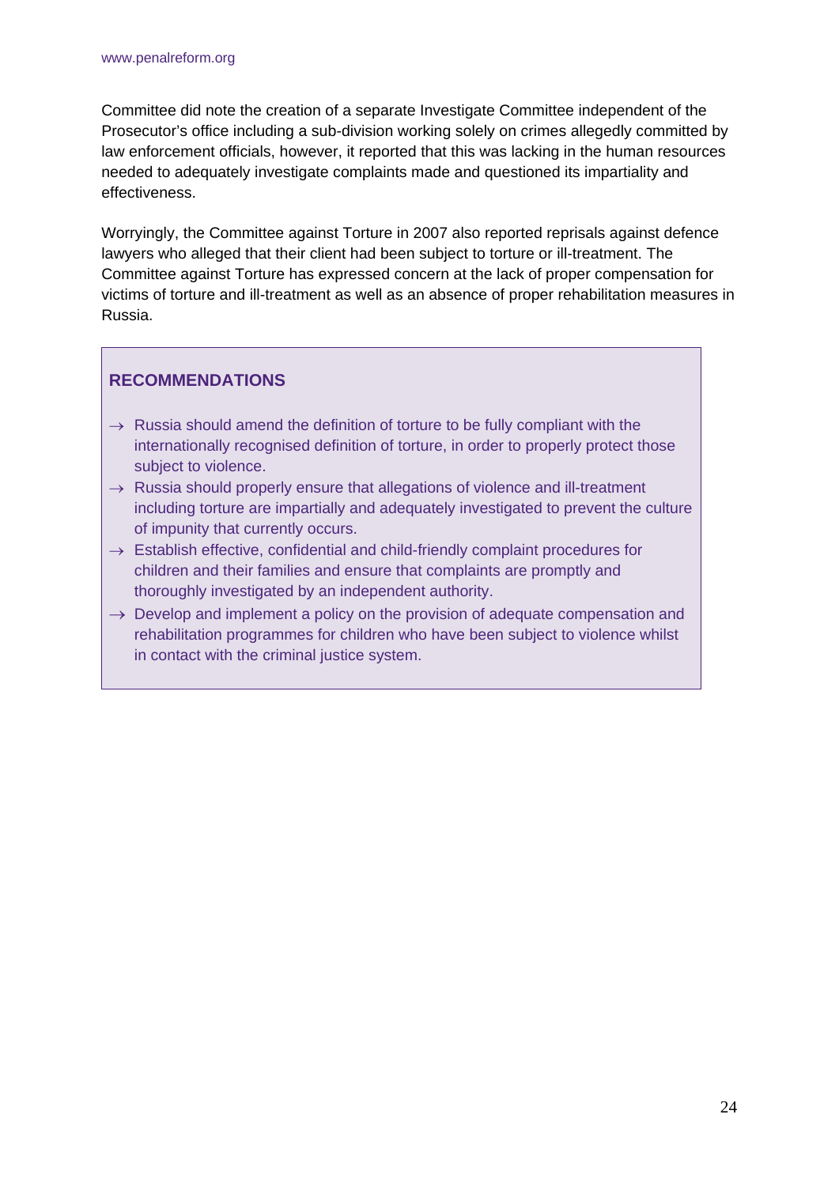Committee did note the creation of a separate Investigate Committee independent of the Prosecutor's office including a sub-division working solely on crimes allegedly committed by law enforcement officials, however, it reported that this was lacking in the human resources needed to adequately investigate complaints made and questioned its impartiality and effectiveness.

Worryingly, the Committee against Torture in 2007 also reported reprisals against defence lawyers who alleged that their client had been subject to torture or ill-treatment. The Committee against Torture has expressed concern at the lack of proper compensation for victims of torture and ill-treatment as well as an absence of proper rehabilitation measures in Russia.

### RECOMMENDATIONS

- → Russia should amend the definition of torture to be fully compliant with the internationally recognised definition of torture, in order to properly protect those subject to violence.
- → Russia should properly ensure that allegations of violence and ill-treatment including torture are impartially and adequately investigated to prevent the culture of impunity that currently occurs.
- → Establish effective, confidential and child-friendly complaint procedures for children and their families and ensure that complaints are promptly and thoroughly investigated by an independent authority.
- → Develop and implement a policy on the provision of adequate compensation and rehabilitation programmes for children who have been subject to violence whilst in contact with the criminal justice system.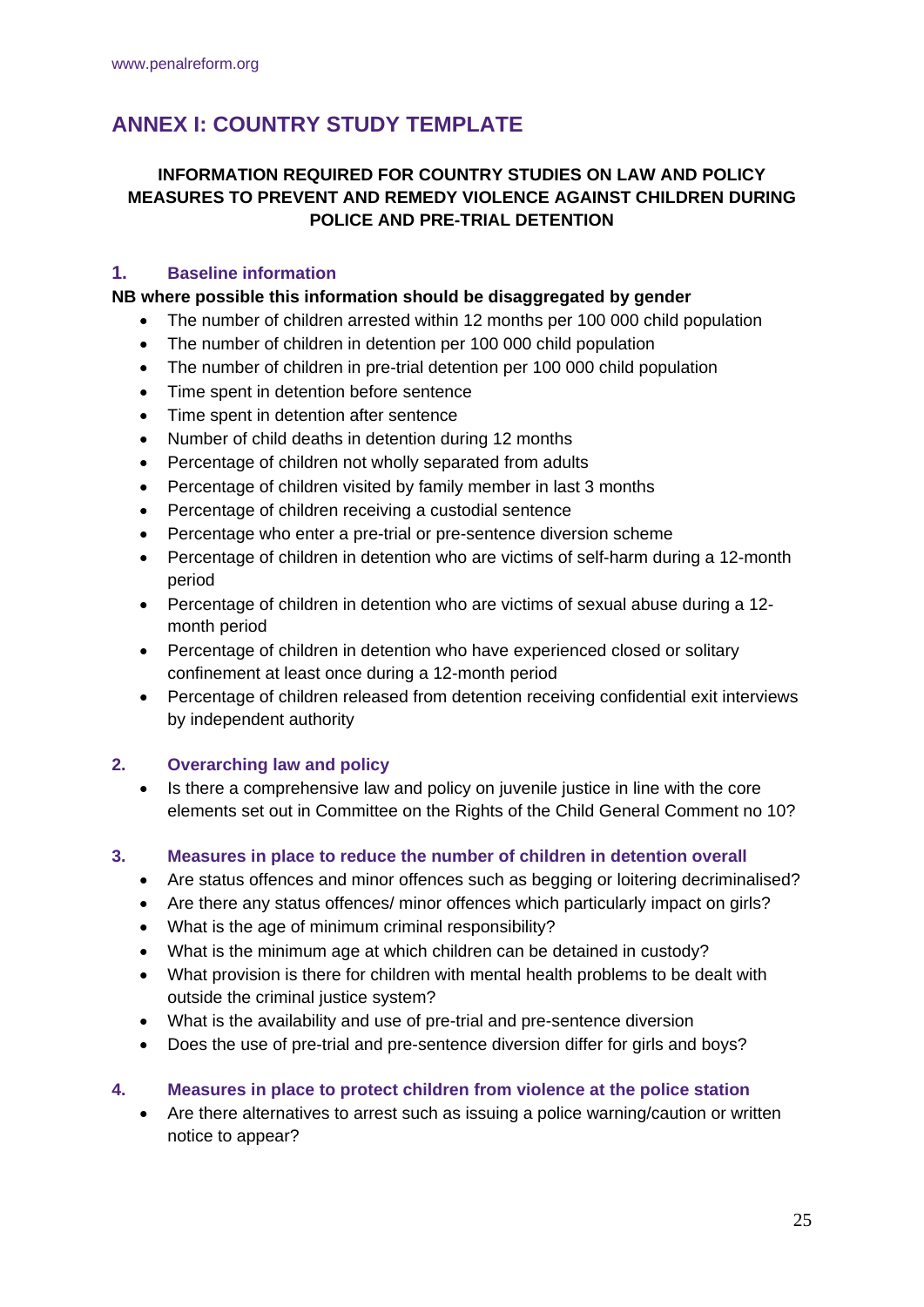# ANNEX I: COUNTRY STUDY TEMPLATE

**INFORMATION REQUIRED FOR COUNTRY STUDIES ON LAW AND POLICY MEASURES TO PREVENT AND REMEDY VIOLENCE AGAINST CHILDREN DURING POLICE AND PRE-TRIAL DETENTION**

## 1. Baseline information

**NB where possible this information should be disaggregated by gender**

- The number of children arrested within 12 months per 100 000 child population
- The number of children in detention per 100 000 child population
- The number of children in pre-trial detention per 100 000 child population
- Time spent in detention before sentence
- Time spent in detention after sentence
- Number of child deaths in detention during 12 months
- Percentage of children not wholly separated from adults
- Percentage of children visited by family member in last 3 months
- Percentage of children receiving a custodial sentence
- Percentage who enter a pre-trial or pre-sentence diversion scheme
- Percentage of children in detention who are victims of self-harm during a 12-month period
- Percentage of children in detention who are victims of sexual abuse during a 12-month period
- Percentage of children in detention who have experienced closed or solitary confinement at least once during a 12-month period
- Percentage of children released from detention receiving confidential exit interviews by independent authority

## 2. Overarching law and policy

- Is there a comprehensive law and policy on juvenile justice in line with the core elements set out in Committee on the Rights of the Child General Comment no 10?

## 3. Measures in place to reduce the number of children in detention overall

- Are status offences and minor offences such as begging or loitering decriminalised?
- Are there any status offences/ minor offences which particularly impact on girls?
- What is the age of minimum criminal responsibility?
- What is the minimum age at which children can be detained in custody?
- What provision is there for children with mental health problems to be dealt with outside the criminal justice system?
- What is the availability and use of pre-trial and pre-sentence diversion
- Does the use of pre-trial and pre-sentence diversion differ for girls and boys?

## 4. Measures in place to protect children from violence at the police station

- Are there alternatives to arrest such as issuing a police warning/caution or written notice to appear?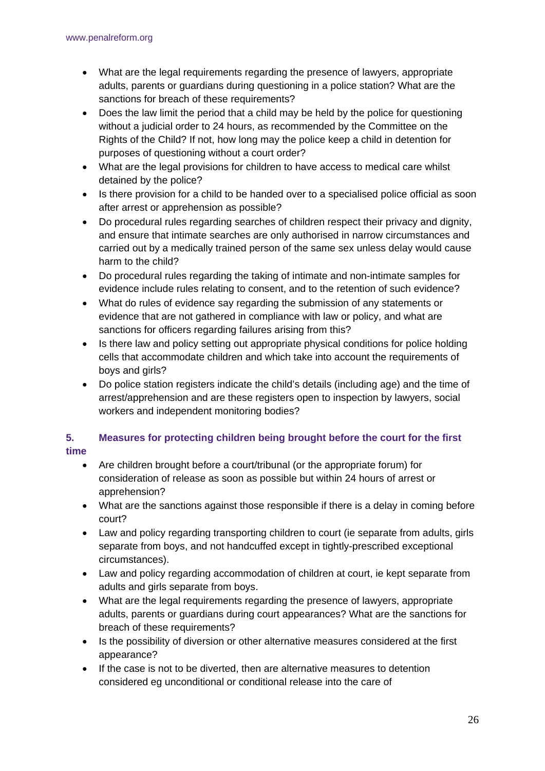- What are the legal requirements regarding the presence of lawyers, appropriate adults, parents or guardians during questioning in a police station? What are the sanctions for breach of these requirements?
- Does the law limit the period that a child may be held by the police for questioning without a judicial order to 24 hours, as recommended by the Committee on the Rights of the Child? If not, how long may the police keep a child in detention for purposes of questioning without a court order?
- What are the legal provisions for children to have access to medical care whilst detained by the police?
- Is there provision for a child to be handed over to a specialised police official as soon after arrest or apprehension as possible?
- Do procedural rules regarding searches of children respect their privacy and dignity, and ensure that intimate searches are only authorised in narrow circumstances and carried out by a medically trained person of the same sex unless delay would cause harm to the child?
- Do procedural rules regarding the taking of intimate and non-intimate samples for evidence include rules relating to consent, and to the retention of such evidence?
- What do rules of evidence say regarding the submission of any statements or evidence that are not gathered in compliance with law or policy, and what are sanctions for officers regarding failures arising from this?
- Is there law and policy setting out appropriate physical conditions for police holding cells that accommodate children and which take into account the requirements of boys and girls?
- Do police station registers indicate the child's details (including age) and the time of arrest/apprehension and are these registers open to inspection by lawyers, social workers and independent monitoring bodies?

### 5. Measures for protecting children being brought before the court for the first time

- Are children brought before a court/tribunal (or the appropriate forum) for consideration of release as soon as possible but within 24 hours of arrest or apprehension?
- What are the sanctions against those responsible if there is a delay in coming before court?
- Law and policy regarding transporting children to court (ie separate from adults, girls separate from boys, and not handcuffed except in tightly-prescribed exceptional circumstances).
- Law and policy regarding accommodation of children at court, ie kept separate from adults and girls separate from boys.
- What are the legal requirements regarding the presence of lawyers, appropriate adults, parents or guardians during court appearances? What are the sanctions for breach of these requirements?
- Is the possibility of diversion or other alternative measures considered at the first appearance?
- If the case is not to be diverted, then are alternative measures to detention considered eg unconditional or conditional release into the care of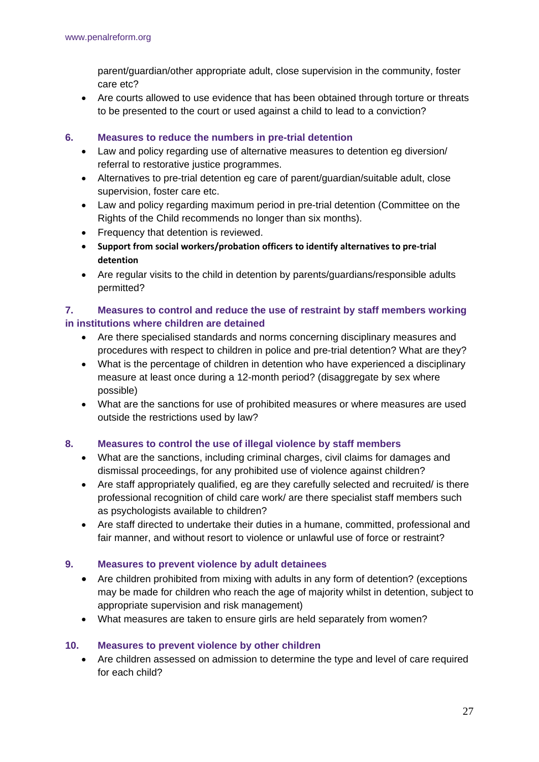parent/guardian/other appropriate adult, close supervision in the community, foster care etc?

- Are courts allowed to use evidence that has been obtained through torture or threats to be presented to the court or used against a child to lead to a conviction?

## 6. Measures to reduce the numbers in pre-trial detention

- Law and policy regarding use of alternative measures to detention eg diversion/ referral to restorative justice programmes.
- Alternatives to pre-trial detention eg care of parent/guardian/suitable adult, close supervision, foster care etc.
- Law and policy regarding maximum period in pre-trial detention (Committee on the Rights of the Child recommends no longer than six months).
- Frequency that detention is reviewed.
- **Support from social workers/probation officers to identify alternatives to pre-trial detention**
- Are regular visits to the child in detention by parents/guardians/responsible adults permitted?

## 7. Measures to control and reduce the use of restraint by staff members working in institutions where children are detained

- Are there specialised standards and norms concerning disciplinary measures and procedures with respect to children in police and pre-trial detention? What are they?
- What is the percentage of children in detention who have experienced a disciplinary measure at least once during a 12-month period? (disaggregate by sex where possible)
- What are the sanctions for use of prohibited measures or where measures are used outside the restrictions used by law?

## 8. Measures to control the use of illegal violence by staff members

- What are the sanctions, including criminal charges, civil claims for damages and dismissal proceedings, for any prohibited use of violence against children?
- Are staff appropriately qualified, eg are they carefully selected and recruited/ is there professional recognition of child care work/ are there specialist staff members such as psychologists available to children?
- Are staff directed to undertake their duties in a humane, committed, professional and fair manner, and without resort to violence or unlawful use of force or restraint?

## 9. Measures to prevent violence by adult detainees

- Are children prohibited from mixing with adults in any form of detention? (exceptions may be made for children who reach the age of majority whilst in detention, subject to appropriate supervision and risk management)
- What measures are taken to ensure girls are held separately from women?

## 10. Measures to prevent violence by other children

- Are children assessed on admission to determine the type and level of care required for each child?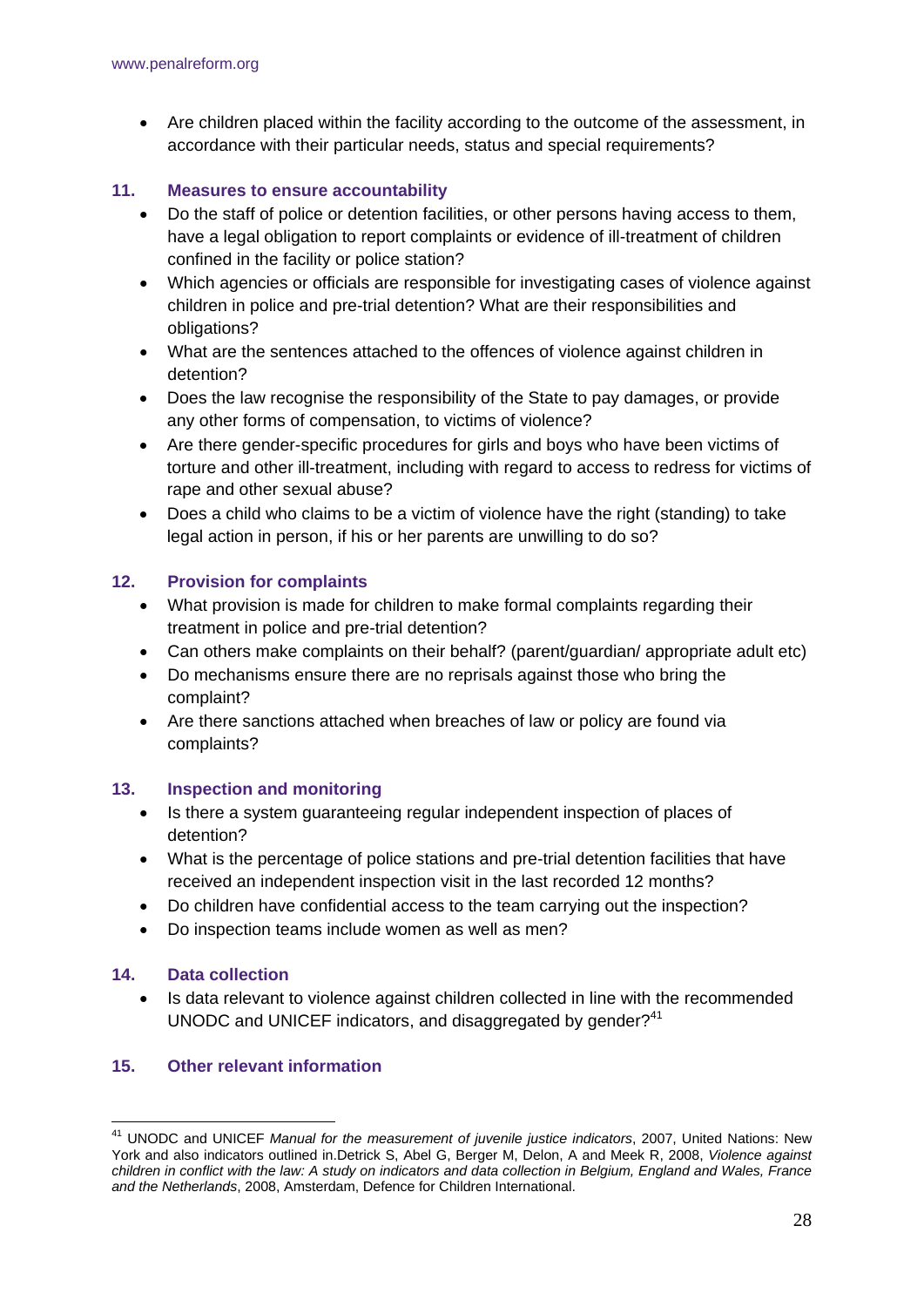- Are children placed within the facility according to the outcome of the assessment, in accordance with their particular needs, status and special requirements?

### 11. Measures to ensure accountability

- Do the staff of police or detention facilities, or other persons having access to them, have a legal obligation to report complaints or evidence of ill-treatment of children confined in the facility or police station?
- Which agencies or officials are responsible for investigating cases of violence against children in police and pre-trial detention? What are their responsibilities and obligations?
- What are the sentences attached to the offences of violence against children in detention?
- Does the law recognise the responsibility of the State to pay damages, or provide any other forms of compensation, to victims of violence?
- Are there gender-specific procedures for girls and boys who have been victims of torture and other ill-treatment, including with regard to access to redress for victims of rape and other sexual abuse?
- Does a child who claims to be a victim of violence have the right (standing) to take legal action in person, if his or her parents are unwilling to do so?

### 12. Provision for complaints

- What provision is made for children to make formal complaints regarding their treatment in police and pre-trial detention?
- Can others make complaints on their behalf? (parent/guardian/ appropriate adult etc)
- Do mechanisms ensure there are no reprisals against those who bring the complaint?
- Are there sanctions attached when breaches of law or policy are found via complaints?

### 13. Inspection and monitoring

- Is there a system guaranteeing regular independent inspection of places of detention?
- What is the percentage of police stations and pre-trial detention facilities that have received an independent inspection visit in the last recorded 12 months?
- Do children have confidential access to the team carrying out the inspection?
- Do inspection teams include women as well as men?

### 14. Data collection

- Is data relevant to violence against children collected in line with the recommended UNODC and UNICEF indicators, and disaggregated by gender?[41]

### 15. Other relevant information

---

[41] UNODC and UNICEF *Manual for the measurement of juvenile justice indicators*, 2007, United Nations: New York and also indicators outlined in.Detrick S, Abel G, Berger M, Delon, A and Meek R, 2008, *Violence against children in conflict with the law: A study on indicators and data collection in Belgium, England and Wales, France and the Netherlands*, 2008, Amsterdam, Defence for Children International.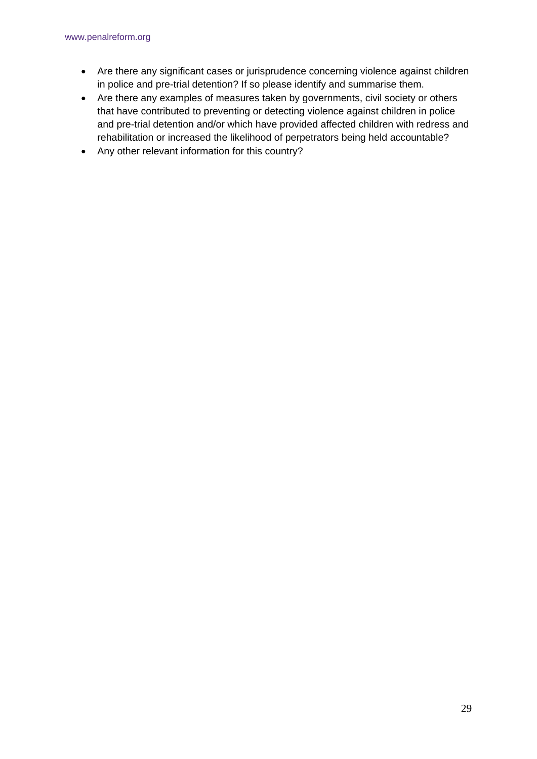- Are there any significant cases or jurisprudence concerning violence against children in police and pre-trial detention? If so please identify and summarise them.
- Are there any examples of measures taken by governments, civil society or others that have contributed to preventing or detecting violence against children in police and pre-trial detention and/or which have provided affected children with redress and rehabilitation or increased the likelihood of perpetrators being held accountable?
- Any other relevant information for this country?